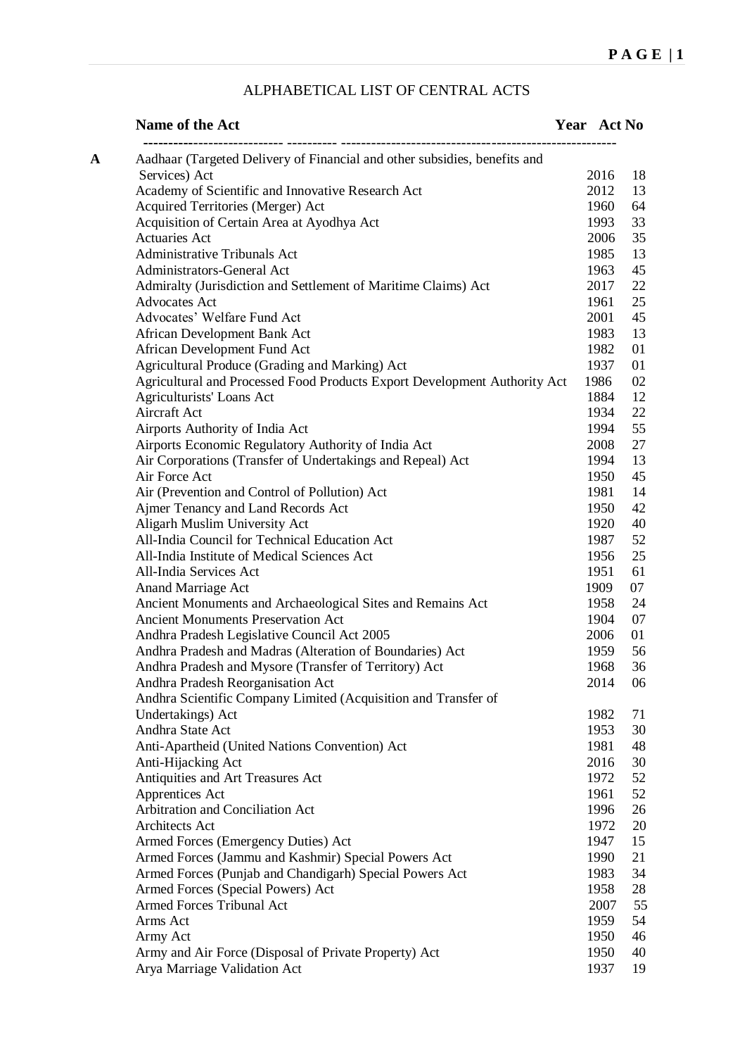# ALPHABETICAL LIST OF CENTRAL ACTS

| | Name of the Act | Year | Act No |
|---|---|---|---|
| A | Aadhaar (Targeted Delivery of Financial and other subsidies, benefits and Services) Act | 2016 | 18 |
| | Academy of Scientific and Innovative Research Act | 2012 | 13 |
| | Acquired Territories (Merger) Act | 1960 | 64 |
| | Acquisition of Certain Area at Ayodhya Act | 1993 | 33 |
| | Actuaries Act | 2006 | 35 |
| | Administrative Tribunals Act | 1985 | 13 |
| | Administrators-General Act | 1963 | 45 |
| | Admiralty (Jurisdiction and Settlement of Maritime Claims) Act | 2017 | 22 |
| | Advocates Act | 1961 | 25 |
| | Advocates' Welfare Fund Act | 2001 | 45 |
| | African Development Bank Act | 1983 | 13 |
| | African Development Fund Act | 1982 | 01 |
| | Agricultural Produce (Grading and Marking) Act | 1937 | 01 |
| | Agricultural and Processed Food Products Export Development Authority Act | 1986 | 02 |
| | Agriculturists' Loans Act | 1884 | 12 |
| | Aircraft Act | 1934 | 22 |
| | Airports Authority of India Act | 1994 | 55 |
| | Airports Economic Regulatory Authority of India Act | 2008 | 27 |
| | Air Corporations (Transfer of Undertakings and Repeal) Act | 1994 | 13 |
| | Air Force Act | 1950 | 45 |
| | Air (Prevention and Control of Pollution) Act | 1981 | 14 |
| | Ajmer Tenancy and Land Records Act | 1950 | 42 |
| | Aligarh Muslim University Act | 1920 | 40 |
| | All-India Council for Technical Education Act | 1987 | 52 |
| | All-India Institute of Medical Sciences Act | 1956 | 25 |
| | All-India Services Act | 1951 | 61 |
| | Anand Marriage Act | 1909 | 07 |
| | Ancient Monuments and Archaeological Sites and Remains Act | 1958 | 24 |
| | Ancient Monuments Preservation Act | 1904 | 07 |
| | Andhra Pradesh Legislative Council Act 2005 | 2006 | 01 |
| | Andhra Pradesh and Madras (Alteration of Boundaries) Act | 1959 | 56 |
| | Andhra Pradesh and Mysore (Transfer of Territory) Act | 1968 | 36 |
| | Andhra Pradesh Reorganisation Act | 2014 | 06 |
| | Andhra Scientific Company Limited (Acquisition and Transfer of Undertakings) Act | 1982 | 71 |
| | Andhra State Act | 1953 | 30 |
| | Anti-Apartheid (United Nations Convention) Act | 1981 | 48 |
| | Anti-Hijacking Act | 2016 | 30 |
| | Antiquities and Art Treasures Act | 1972 | 52 |
| | Apprentices Act | 1961 | 52 |
| | Arbitration and Conciliation Act | 1996 | 26 |
| | Architects Act | 1972 | 20 |
| | Armed Forces (Emergency Duties) Act | 1947 | 15 |
| | Armed Forces (Jammu and Kashmir) Special Powers Act | 1990 | 21 |
| | Armed Forces (Punjab and Chandigarh) Special Powers Act | 1983 | 34 |
| | Armed Forces (Special Powers) Act | 1958 | 28 |
| | Armed Forces Tribunal Act | 2007 | 55 |
| | Arms Act | 1959 | 54 |
| | Army Act | 1950 | 46 |
| | Army and Air Force (Disposal of Private Property) Act | 1950 | 40 |
| | Arya Marriage Validation Act | 1937 | 19 |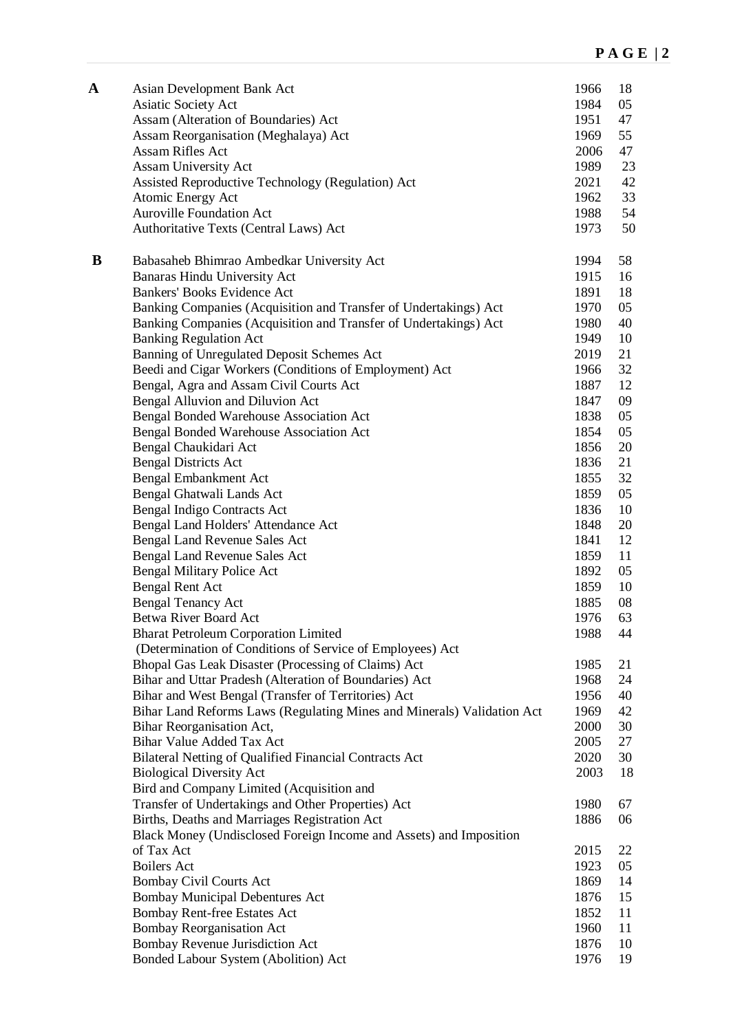| | Act | Year | No. |
|---|---|---|---|
| **A** | Asian Development Bank Act | 1966 | 18 |
| | Asiatic Society Act | 1984 | 05 |
| | Assam (Alteration of Boundaries) Act | 1951 | 47 |
| | Assam Reorganisation (Meghalaya) Act | 1969 | 55 |
| | Assam Rifles Act | 2006 | 47 |
| | Assam University Act | 1989 | 23 |
| | Assisted Reproductive Technology (Regulation) Act | 2021 | 42 |
| | Atomic Energy Act | 1962 | 33 |
| | Auroville Foundation Act | 1988 | 54 |
| | Authoritative Texts (Central Laws) Act | 1973 | 50 |
| **B** | Babasaheb Bhimrao Ambedkar University Act | 1994 | 58 |
| | Banaras Hindu University Act | 1915 | 16 |
| | Bankers' Books Evidence Act | 1891 | 18 |
| | Banking Companies (Acquisition and Transfer of Undertakings) Act | 1970 | 05 |
| | Banking Companies (Acquisition and Transfer of Undertakings) Act | 1980 | 40 |
| | Banking Regulation Act | 1949 | 10 |
| | Banning of Unregulated Deposit Schemes Act | 2019 | 21 |
| | Beedi and Cigar Workers (Conditions of Employment) Act | 1966 | 32 |
| | Bengal, Agra and Assam Civil Courts Act | 1887 | 12 |
| | Bengal Alluvion and Diluvion Act | 1847 | 09 |
| | Bengal Bonded Warehouse Association Act | 1838 | 05 |
| | Bengal Bonded Warehouse Association Act | 1854 | 05 |
| | Bengal Chaukidari Act | 1856 | 20 |
| | Bengal Districts Act | 1836 | 21 |
| | Bengal Embankment Act | 1855 | 32 |
| | Bengal Ghatwali Lands Act | 1859 | 05 |
| | Bengal Indigo Contracts Act | 1836 | 10 |
| | Bengal Land Holders' Attendance Act | 1848 | 20 |
| | Bengal Land Revenue Sales Act | 1841 | 12 |
| | Bengal Land Revenue Sales Act | 1859 | 11 |
| | Bengal Military Police Act | 1892 | 05 |
| | Bengal Rent Act | 1859 | 10 |
| | Bengal Tenancy Act | 1885 | 08 |
| | Betwa River Board Act | 1976 | 63 |
| | Bharat Petroleum Corporation Limited (Determination of Conditions of Service of Employees) Act | 1988 | 44 |
| | Bhopal Gas Leak Disaster (Processing of Claims) Act | 1985 | 21 |
| | Bihar and Uttar Pradesh (Alteration of Boundaries) Act | 1968 | 24 |
| | Bihar and West Bengal (Transfer of Territories) Act | 1956 | 40 |
| | Bihar Land Reforms Laws (Regulating Mines and Minerals) Validation Act | 1969 | 42 |
| | Bihar Reorganisation Act, | 2000 | 30 |
| | Bihar Value Added Tax Act | 2005 | 27 |
| | Bilateral Netting of Qualified Financial Contracts Act | 2020 | 30 |
| | Biological Diversity Act | 2003 | 18 |
| | Bird and Company Limited (Acquisition and Transfer of Undertakings and Other Properties) Act | 1980 | 67 |
| | Births, Deaths and Marriages Registration Act | 1886 | 06 |
| | Black Money (Undisclosed Foreign Income and Assets) and Imposition of Tax Act | 2015 | 22 |
| | Boilers Act | 1923 | 05 |
| | Bombay Civil Courts Act | 1869 | 14 |
| | Bombay Municipal Debentures Act | 1876 | 15 |
| | Bombay Rent-free Estates Act | 1852 | 11 |
| | Bombay Reorganisation Act | 1960 | 11 |
| | Bombay Revenue Jurisdiction Act | 1876 | 10 |
| | Bonded Labour System (Abolition) Act | 1976 | 19 |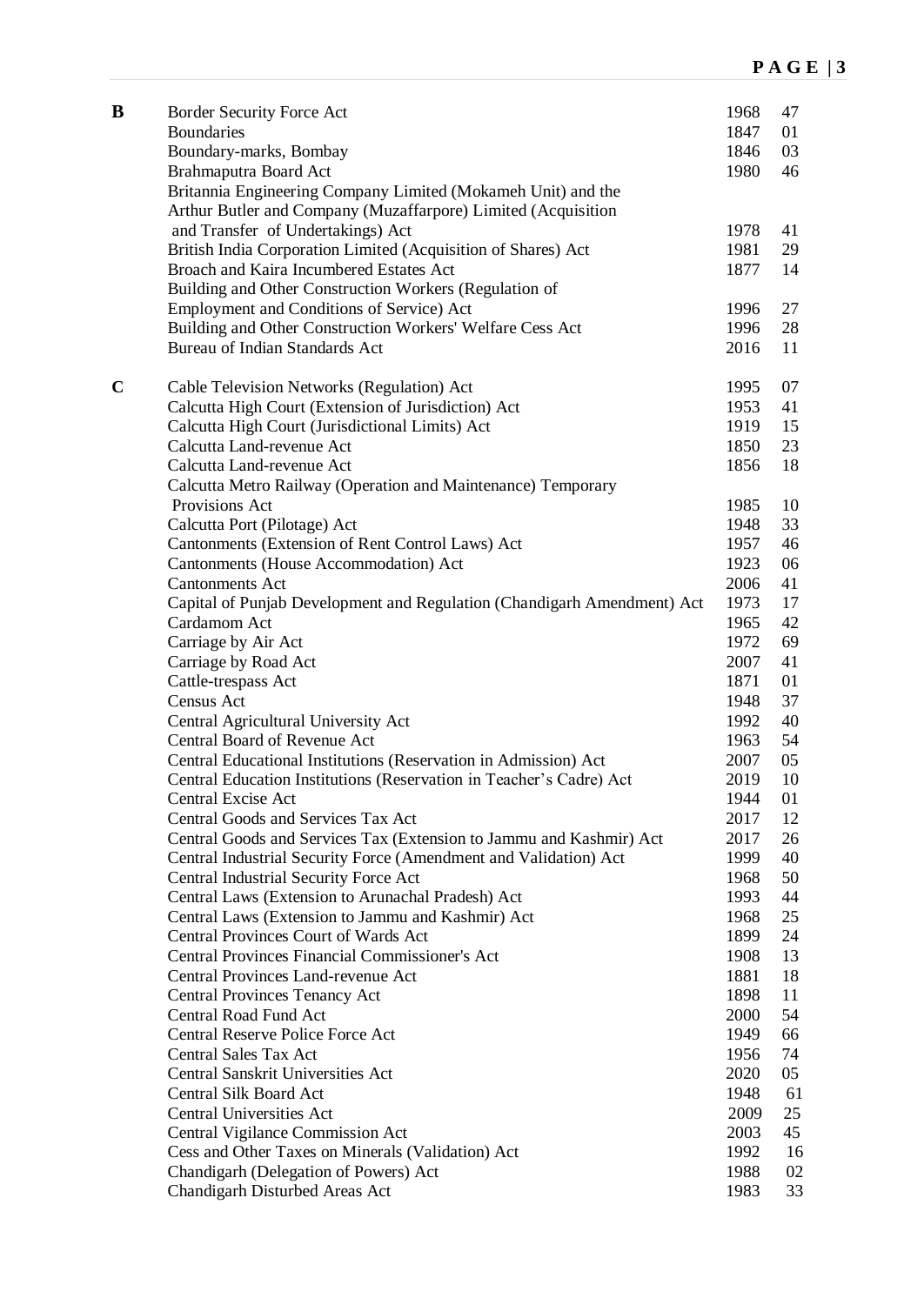| | Act | Year | No. |
|---|---|---|---|
| **B** | Border Security Force Act | 1968 | 47 |
| | Boundaries | 1847 | 01 |
| | Boundary-marks, Bombay | 1846 | 03 |
| | Brahmaputra Board Act | 1980 | 46 |
| | Britannia Engineering Company Limited (Mokameh Unit) and the Arthur Butler and Company (Muzaffarpore) Limited (Acquisition and Transfer of Undertakings) Act | 1978 | 41 |
| | British India Corporation Limited (Acquisition of Shares) Act | 1981 | 29 |
| | Broach and Kaira Incumbered Estates Act | 1877 | 14 |
| | Building and Other Construction Workers (Regulation of Employment and Conditions of Service) Act | 1996 | 27 |
| | Building and Other Construction Workers' Welfare Cess Act | 1996 | 28 |
| | Bureau of Indian Standards Act | 2016 | 11 |
| **C** | Cable Television Networks (Regulation) Act | 1995 | 07 |
| | Calcutta High Court (Extension of Jurisdiction) Act | 1953 | 41 |
| | Calcutta High Court (Jurisdictional Limits) Act | 1919 | 15 |
| | Calcutta Land-revenue Act | 1850 | 23 |
| | Calcutta Land-revenue Act | 1856 | 18 |
| | Calcutta Metro Railway (Operation and Maintenance) Temporary Provisions Act | 1985 | 10 |
| | Calcutta Port (Pilotage) Act | 1948 | 33 |
| | Cantonments (Extension of Rent Control Laws) Act | 1957 | 46 |
| | Cantonments (House Accommodation) Act | 1923 | 06 |
| | Cantonments Act | 2006 | 41 |
| | Capital of Punjab Development and Regulation (Chandigarh Amendment) Act | 1973 | 17 |
| | Cardamom Act | 1965 | 42 |
| | Carriage by Air Act | 1972 | 69 |
| | Carriage by Road Act | 2007 | 41 |
| | Cattle-trespass Act | 1871 | 01 |
| | Census Act | 1948 | 37 |
| | Central Agricultural University Act | 1992 | 40 |
| | Central Board of Revenue Act | 1963 | 54 |
| | Central Educational Institutions (Reservation in Admission) Act | 2007 | 05 |
| | Central Education Institutions (Reservation in Teacher's Cadre) Act | 2019 | 10 |
| | Central Excise Act | 1944 | 01 |
| | Central Goods and Services Tax Act | 2017 | 12 |
| | Central Goods and Services Tax (Extension to Jammu and Kashmir) Act | 2017 | 26 |
| | Central Industrial Security Force (Amendment and Validation) Act | 1999 | 40 |
| | Central Industrial Security Force Act | 1968 | 50 |
| | Central Laws (Extension to Arunachal Pradesh) Act | 1993 | 44 |
| | Central Laws (Extension to Jammu and Kashmir) Act | 1968 | 25 |
| | Central Provinces Court of Wards Act | 1899 | 24 |
| | Central Provinces Financial Commissioner's Act | 1908 | 13 |
| | Central Provinces Land-revenue Act | 1881 | 18 |
| | Central Provinces Tenancy Act | 1898 | 11 |
| | Central Road Fund Act | 2000 | 54 |
| | Central Reserve Police Force Act | 1949 | 66 |
| | Central Sales Tax Act | 1956 | 74 |
| | Central Sanskrit Universities Act | 2020 | 05 |
| | Central Silk Board Act | 1948 | 61 |
| | Central Universities Act | 2009 | 25 |
| | Central Vigilance Commission Act | 2003 | 45 |
| | Cess and Other Taxes on Minerals (Validation) Act | 1992 | 16 |
| | Chandigarh (Delegation of Powers) Act | 1988 | 02 |
| | Chandigarh Disturbed Areas Act | 1983 | 33 |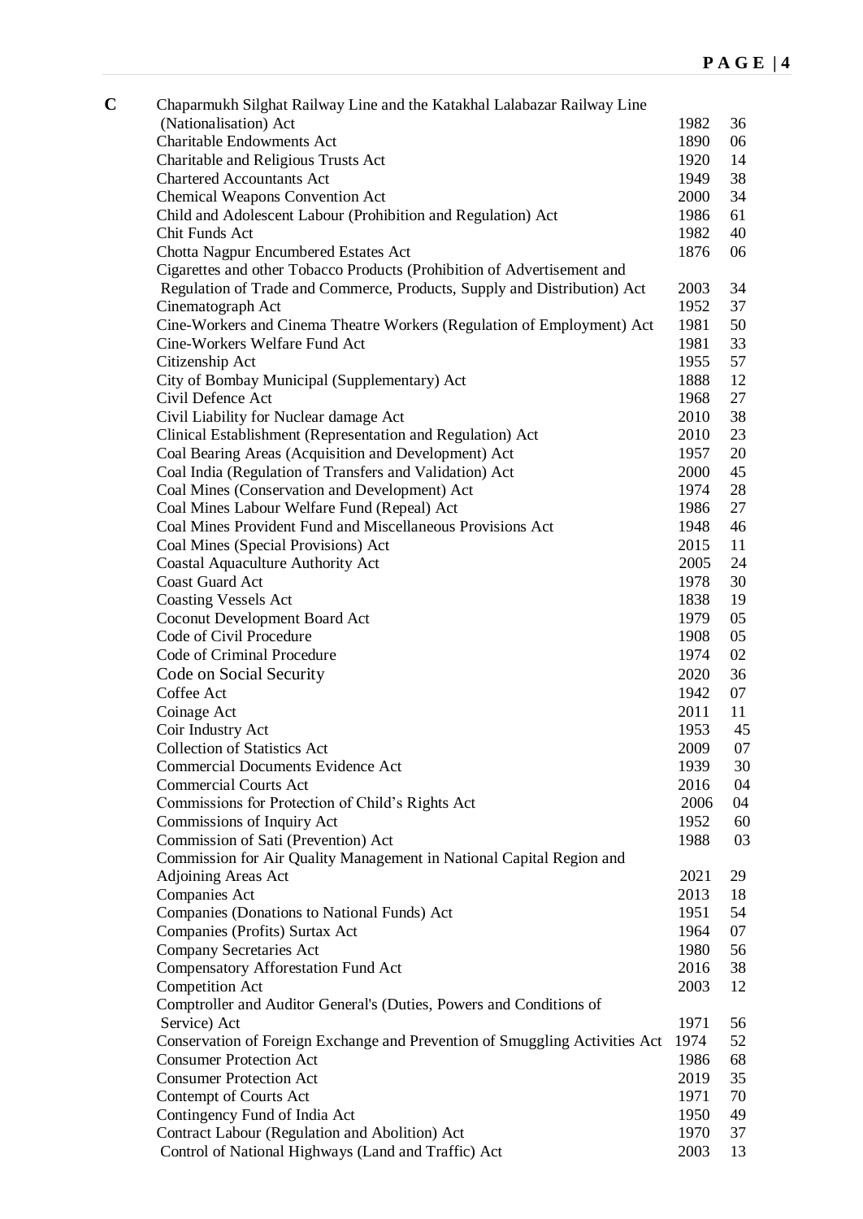| | | | |
|---|---|---|---|
| **C** | Chaparmukh Silghat Railway Line and the Katakhal Lalabazar Railway Line (Nationalisation) Act | 1982 | 36 |
| | Charitable Endowments Act | 1890 | 06 |
| | Charitable and Religious Trusts Act | 1920 | 14 |
| | Chartered Accountants Act | 1949 | 38 |
| | Chemical Weapons Convention Act | 2000 | 34 |
| | Child and Adolescent Labour (Prohibition and Regulation) Act | 1986 | 61 |
| | Chit Funds Act | 1982 | 40 |
| | Chotta Nagpur Encumbered Estates Act | 1876 | 06 |
| | Cigarettes and other Tobacco Products (Prohibition of Advertisement and Regulation of Trade and Commerce, Products, Supply and Distribution) Act | 2003 | 34 |
| | Cinematograph Act | 1952 | 37 |
| | Cine-Workers and Cinema Theatre Workers (Regulation of Employment) Act | 1981 | 50 |
| | Cine-Workers Welfare Fund Act | 1981 | 33 |
| | Citizenship Act | 1955 | 57 |
| | City of Bombay Municipal (Supplementary) Act | 1888 | 12 |
| | Civil Defence Act | 1968 | 27 |
| | Civil Liability for Nuclear damage Act | 2010 | 38 |
| | Clinical Establishment (Representation and Regulation) Act | 2010 | 23 |
| | Coal Bearing Areas (Acquisition and Development) Act | 1957 | 20 |
| | Coal India (Regulation of Transfers and Validation) Act | 2000 | 45 |
| | Coal Mines (Conservation and Development) Act | 1974 | 28 |
| | Coal Mines Labour Welfare Fund (Repeal) Act | 1986 | 27 |
| | Coal Mines Provident Fund and Miscellaneous Provisions Act | 1948 | 46 |
| | Coal Mines (Special Provisions) Act | 2015 | 11 |
| | Coastal Aquaculture Authority Act | 2005 | 24 |
| | Coast Guard Act | 1978 | 30 |
| | Coasting Vessels Act | 1838 | 19 |
| | Coconut Development Board Act | 1979 | 05 |
| | Code of Civil Procedure | 1908 | 05 |
| | Code of Criminal Procedure | 1974 | 02 |
| | Code on Social Security | 2020 | 36 |
| | Coffee Act | 1942 | 07 |
| | Coinage Act | 2011 | 11 |
| | Coir Industry Act | 1953 | 45 |
| | Collection of Statistics Act | 2009 | 07 |
| | Commercial Documents Evidence Act | 1939 | 30 |
| | Commercial Courts Act | 2016 | 04 |
| | Commissions for Protection of Child's Rights Act | 2006 | 04 |
| | Commissions of Inquiry Act | 1952 | 60 |
| | Commission of Sati (Prevention) Act | 1988 | 03 |
| | Commission for Air Quality Management in National Capital Region and Adjoining Areas Act | 2021 | 29 |
| | Companies Act | 2013 | 18 |
| | Companies (Donations to National Funds) Act | 1951 | 54 |
| | Companies (Profits) Surtax Act | 1964 | 07 |
| | Company Secretaries Act | 1980 | 56 |
| | Compensatory Afforestation Fund Act | 2016 | 38 |
| | Competition Act | 2003 | 12 |
| | Comptroller and Auditor General's (Duties, Powers and Conditions of Service) Act | 1971 | 56 |
| | Conservation of Foreign Exchange and Prevention of Smuggling Activities Act | 1974 | 52 |
| | Consumer Protection Act | 1986 | 68 |
| | Consumer Protection Act | 2019 | 35 |
| | Contempt of Courts Act | 1971 | 70 |
| | Contingency Fund of India Act | 1950 | 49 |
| | Contract Labour (Regulation and Abolition) Act | 1970 | 37 |
| | Control of National Highways (Land and Traffic) Act | 2003 | 13 |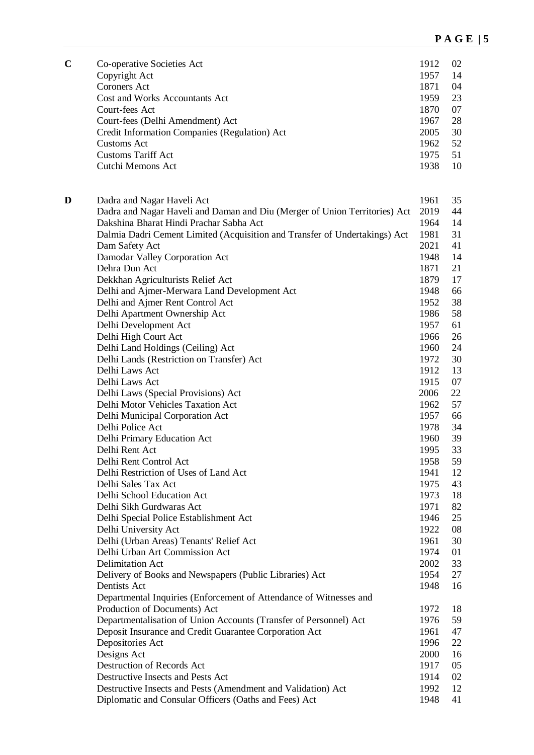| | Act | Year | No. |
|---|---|---|---|
| **C** | Co-operative Societies Act | 1912 | 02 |
| | Copyright Act | 1957 | 14 |
| | Coroners Act | 1871 | 04 |
| | Cost and Works Accountants Act | 1959 | 23 |
| | Court-fees Act | 1870 | 07 |
| | Court-fees (Delhi Amendment) Act | 1967 | 28 |
| | Credit Information Companies (Regulation) Act | 2005 | 30 |
| | Customs Act | 1962 | 52 |
| | Customs Tariff Act | 1975 | 51 |
| | Cutchi Memons Act | 1938 | 10 |
| **D** | Dadra and Nagar Haveli Act | 1961 | 35 |
| | Dadra and Nagar Haveli and Daman and Diu (Merger of Union Territories) Act | 2019 | 44 |
| | Dakshina Bharat Hindi Prachar Sabha Act | 1964 | 14 |
| | Dalmia Dadri Cement Limited (Acquisition and Transfer of Undertakings) Act | 1981 | 31 |
| | Dam Safety Act | 2021 | 41 |
| | Damodar Valley Corporation Act | 1948 | 14 |
| | Dehra Dun Act | 1871 | 21 |
| | Dekkhan Agriculturists Relief Act | 1879 | 17 |
| | Delhi and Ajmer-Merwara Land Development Act | 1948 | 66 |
| | Delhi and Ajmer Rent Control Act | 1952 | 38 |
| | Delhi Apartment Ownership Act | 1986 | 58 |
| | Delhi Development Act | 1957 | 61 |
| | Delhi High Court Act | 1966 | 26 |
| | Delhi Land Holdings (Ceiling) Act | 1960 | 24 |
| | Delhi Lands (Restriction on Transfer) Act | 1972 | 30 |
| | Delhi Laws Act | 1912 | 13 |
| | Delhi Laws Act | 1915 | 07 |
| | Delhi Laws (Special Provisions) Act | 2006 | 22 |
| | Delhi Motor Vehicles Taxation Act | 1962 | 57 |
| | Delhi Municipal Corporation Act | 1957 | 66 |
| | Delhi Police Act | 1978 | 34 |
| | Delhi Primary Education Act | 1960 | 39 |
| | Delhi Rent Act | 1995 | 33 |
| | Delhi Rent Control Act | 1958 | 59 |
| | Delhi Restriction of Uses of Land Act | 1941 | 12 |
| | Delhi Sales Tax Act | 1975 | 43 |
| | Delhi School Education Act | 1973 | 18 |
| | Delhi Sikh Gurdwaras Act | 1971 | 82 |
| | Delhi Special Police Establishment Act | 1946 | 25 |
| | Delhi University Act | 1922 | 08 |
| | Delhi (Urban Areas) Tenants' Relief Act | 1961 | 30 |
| | Delhi Urban Art Commission Act | 1974 | 01 |
| | Delimitation Act | 2002 | 33 |
| | Delivery of Books and Newspapers (Public Libraries) Act | 1954 | 27 |
| | Dentists Act | 1948 | 16 |
| | Departmental Inquiries (Enforcement of Attendance of Witnesses and Production of Documents) Act | 1972 | 18 |
| | Departmentalisation of Union Accounts (Transfer of Personnel) Act | 1976 | 59 |
| | Deposit Insurance and Credit Guarantee Corporation Act | 1961 | 47 |
| | Depositories Act | 1996 | 22 |
| | Designs Act | 2000 | 16 |
| | Destruction of Records Act | 1917 | 05 |
| | Destructive Insects and Pests Act | 1914 | 02 |
| | Destructive Insects and Pests (Amendment and Validation) Act | 1992 | 12 |
| | Diplomatic and Consular Officers (Oaths and Fees) Act | 1948 | 41 |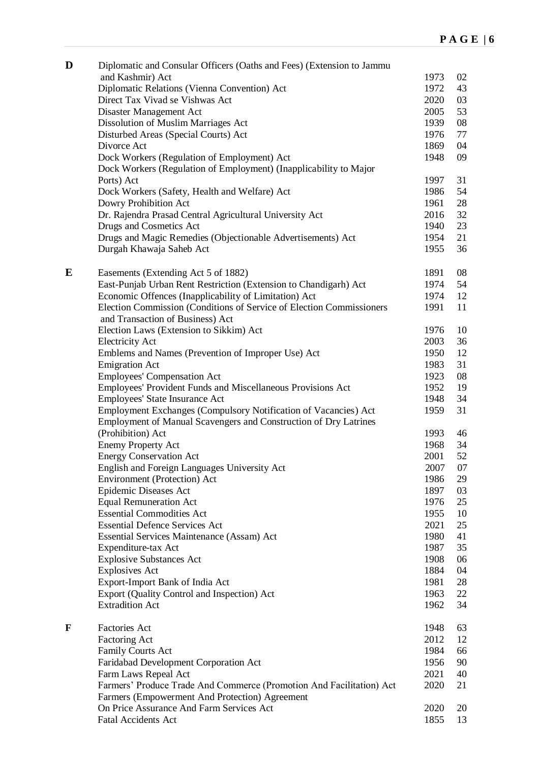| | Act | Year | No. |
|---|---|---|---|
| **D** | Diplomatic and Consular Officers (Oaths and Fees) (Extension to Jammu and Kashmir) Act | 1973 | 02 |
| | Diplomatic Relations (Vienna Convention) Act | 1972 | 43 |
| | Direct Tax Vivad se Vishwas Act | 2020 | 03 |
| | Disaster Management Act | 2005 | 53 |
| | Dissolution of Muslim Marriages Act | 1939 | 08 |
| | Disturbed Areas (Special Courts) Act | 1976 | 77 |
| | Divorce Act | 1869 | 04 |
| | Dock Workers (Regulation of Employment) Act | 1948 | 09 |
| | Dock Workers (Regulation of Employment) (Inapplicability to Major Ports) Act | 1997 | 31 |
| | Dock Workers (Safety, Health and Welfare) Act | 1986 | 54 |
| | Dowry Prohibition Act | 1961 | 28 |
| | Dr. Rajendra Prasad Central Agricultural University Act | 2016 | 32 |
| | Drugs and Cosmetics Act | 1940 | 23 |
| | Drugs and Magic Remedies (Objectionable Advertisements) Act | 1954 | 21 |
| | Durgah Khawaja Saheb Act | 1955 | 36 |
| **E** | Easements (Extending Act 5 of 1882) | 1891 | 08 |
| | East-Punjab Urban Rent Restriction (Extension to Chandigarh) Act | 1974 | 54 |
| | Economic Offences (Inapplicability of Limitation) Act | 1974 | 12 |
| | Election Commission (Conditions of Service of Election Commissioners and Transaction of Business) Act | 1991 | 11 |
| | Election Laws (Extension to Sikkim) Act | 1976 | 10 |
| | Electricity Act | 2003 | 36 |
| | Emblems and Names (Prevention of Improper Use) Act | 1950 | 12 |
| | Emigration Act | 1983 | 31 |
| | Employees' Compensation Act | 1923 | 08 |
| | Employees' Provident Funds and Miscellaneous Provisions Act | 1952 | 19 |
| | Employees' State Insurance Act | 1948 | 34 |
| | Employment Exchanges (Compulsory Notification of Vacancies) Act | 1959 | 31 |
| | Employment of Manual Scavengers and Construction of Dry Latrines (Prohibition) Act | 1993 | 46 |
| | Enemy Property Act | 1968 | 34 |
| | Energy Conservation Act | 2001 | 52 |
| | English and Foreign Languages University Act | 2007 | 07 |
| | Environment (Protection) Act | 1986 | 29 |
| | Epidemic Diseases Act | 1897 | 03 |
| | Equal Remuneration Act | 1976 | 25 |
| | Essential Commodities Act | 1955 | 10 |
| | Essential Defence Services Act | 2021 | 25 |
| | Essential Services Maintenance (Assam) Act | 1980 | 41 |
| | Expenditure-tax Act | 1987 | 35 |
| | Explosive Substances Act | 1908 | 06 |
| | Explosives Act | 1884 | 04 |
| | Export-Import Bank of India Act | 1981 | 28 |
| | Export (Quality Control and Inspection) Act | 1963 | 22 |
| | Extradition Act | 1962 | 34 |
| **F** | Factories Act | 1948 | 63 |
| | Factoring Act | 2012 | 12 |
| | Family Courts Act | 1984 | 66 |
| | Faridabad Development Corporation Act | 1956 | 90 |
| | Farm Laws Repeal Act | 2021 | 40 |
| | Farmers' Produce Trade And Commerce (Promotion And Facilitation) Act | 2020 | 21 |
| | Farmers (Empowerment And Protection) Agreement On Price Assurance And Farm Services Act | 2020 | 20 |
| | Fatal Accidents Act | 1855 | 13 |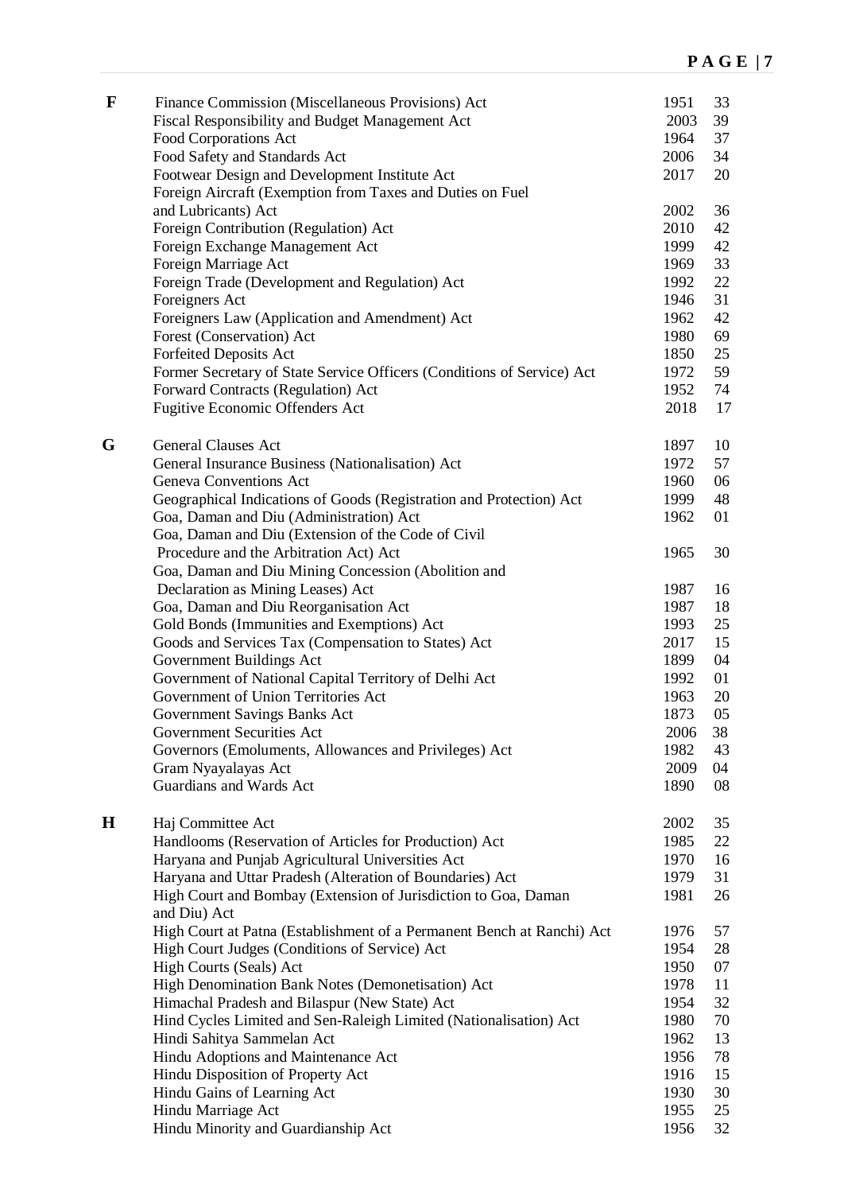| | Act | Year | No. |
|---|---|---|---|
| **F** | Finance Commission (Miscellaneous Provisions) Act | 1951 | 33 |
| | Fiscal Responsibility and Budget Management Act | 2003 | 39 |
| | Food Corporations Act | 1964 | 37 |
| | Food Safety and Standards Act | 2006 | 34 |
| | Footwear Design and Development Institute Act | 2017 | 20 |
| | Foreign Aircraft (Exemption from Taxes and Duties on Fuel and Lubricants) Act | 2002 | 36 |
| | Foreign Contribution (Regulation) Act | 2010 | 42 |
| | Foreign Exchange Management Act | 1999 | 42 |
| | Foreign Marriage Act | 1969 | 33 |
| | Foreign Trade (Development and Regulation) Act | 1992 | 22 |
| | Foreigners Act | 1946 | 31 |
| | Foreigners Law (Application and Amendment) Act | 1962 | 42 |
| | Forest (Conservation) Act | 1980 | 69 |
| | Forfeited Deposits Act | 1850 | 25 |
| | Former Secretary of State Service Officers (Conditions of Service) Act | 1972 | 59 |
| | Forward Contracts (Regulation) Act | 1952 | 74 |
| | Fugitive Economic Offenders Act | 2018 | 17 |
| **G** | General Clauses Act | 1897 | 10 |
| | General Insurance Business (Nationalisation) Act | 1972 | 57 |
| | Geneva Conventions Act | 1960 | 06 |
| | Geographical Indications of Goods (Registration and Protection) Act | 1999 | 48 |
| | Goa, Daman and Diu (Administration) Act | 1962 | 01 |
| | Goa, Daman and Diu (Extension of the Code of Civil Procedure and the Arbitration Act) Act | 1965 | 30 |
| | Goa, Daman and Diu Mining Concession (Abolition and Declaration as Mining Leases) Act | 1987 | 16 |
| | Goa, Daman and Diu Reorganisation Act | 1987 | 18 |
| | Gold Bonds (Immunities and Exemptions) Act | 1993 | 25 |
| | Goods and Services Tax (Compensation to States) Act | 2017 | 15 |
| | Government Buildings Act | 1899 | 04 |
| | Government of National Capital Territory of Delhi Act | 1992 | 01 |
| | Government of Union Territories Act | 1963 | 20 |
| | Government Savings Banks Act | 1873 | 05 |
| | Government Securities Act | 2006 | 38 |
| | Governors (Emoluments, Allowances and Privileges) Act | 1982 | 43 |
| | Gram Nyayalayas Act | 2009 | 04 |
| | Guardians and Wards Act | 1890 | 08 |
| **H** | Haj Committee Act | 2002 | 35 |
| | Handlooms (Reservation of Articles for Production) Act | 1985 | 22 |
| | Haryana and Punjab Agricultural Universities Act | 1970 | 16 |
| | Haryana and Uttar Pradesh (Alteration of Boundaries) Act | 1979 | 31 |
| | High Court and Bombay (Extension of Jurisdiction to Goa, Daman and Diu) Act | 1981 | 26 |
| | High Court at Patna (Establishment of a Permanent Bench at Ranchi) Act | 1976 | 57 |
| | High Court Judges (Conditions of Service) Act | 1954 | 28 |
| | High Courts (Seals) Act | 1950 | 07 |
| | High Denomination Bank Notes (Demonetisation) Act | 1978 | 11 |
| | Himachal Pradesh and Bilaspur (New State) Act | 1954 | 32 |
| | Hind Cycles Limited and Sen-Raleigh Limited (Nationalisation) Act | 1980 | 70 |
| | Hindi Sahitya Sammelan Act | 1962 | 13 |
| | Hindu Adoptions and Maintenance Act | 1956 | 78 |
| | Hindu Disposition of Property Act | 1916 | 15 |
| | Hindu Gains of Learning Act | 1930 | 30 |
| | Hindu Marriage Act | 1955 | 25 |
| | Hindu Minority and Guardianship Act | 1956 | 32 |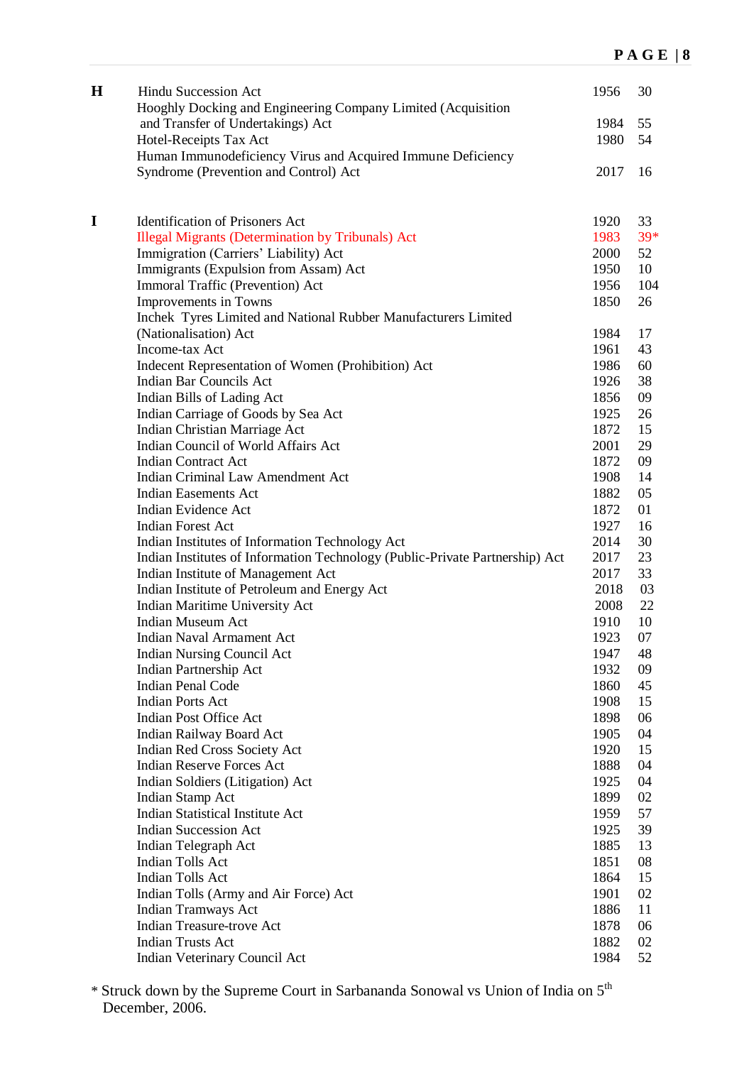| | Act | Year | No. |
|---|---|---|---|
| **H** | Hindu Succession Act | 1956 | 30 |
| | Hooghly Docking and Engineering Company Limited (Acquisition and Transfer of Undertakings) Act | 1984 | 55 |
| | Hotel-Receipts Tax Act | 1980 | 54 |
| | Human Immunodeficiency Virus and Acquired Immune Deficiency Syndrome (Prevention and Control) Act | 2017 | 16 |
| **I** | Identification of Prisoners Act | 1920 | 33 |
| | Illegal Migrants (Determination by Tribunals) Act | 1983 | 39* |
| | Immigration (Carriers' Liability) Act | 2000 | 52 |
| | Immigrants (Expulsion from Assam) Act | 1950 | 10 |
| | Immoral Traffic (Prevention) Act | 1956 | 104 |
| | Improvements in Towns | 1850 | 26 |
| | Inchek Tyres Limited and National Rubber Manufacturers Limited (Nationalisation) Act | 1984 | 17 |
| | Income-tax Act | 1961 | 43 |
| | Indecent Representation of Women (Prohibition) Act | 1986 | 60 |
| | Indian Bar Councils Act | 1926 | 38 |
| | Indian Bills of Lading Act | 1856 | 09 |
| | Indian Carriage of Goods by Sea Act | 1925 | 26 |
| | Indian Christian Marriage Act | 1872 | 15 |
| | Indian Council of World Affairs Act | 2001 | 29 |
| | Indian Contract Act | 1872 | 09 |
| | Indian Criminal Law Amendment Act | 1908 | 14 |
| | Indian Easements Act | 1882 | 05 |
| | Indian Evidence Act | 1872 | 01 |
| | Indian Forest Act | 1927 | 16 |
| | Indian Institutes of Information Technology Act | 2014 | 30 |
| | Indian Institutes of Information Technology (Public-Private Partnership) Act | 2017 | 23 |
| | Indian Institute of Management Act | 2017 | 33 |
| | Indian Institute of Petroleum and Energy Act | 2018 | 03 |
| | Indian Maritime University Act | 2008 | 22 |
| | Indian Museum Act | 1910 | 10 |
| | Indian Naval Armament Act | 1923 | 07 |
| | Indian Nursing Council Act | 1947 | 48 |
| | Indian Partnership Act | 1932 | 09 |
| | Indian Penal Code | 1860 | 45 |
| | Indian Ports Act | 1908 | 15 |
| | Indian Post Office Act | 1898 | 06 |
| | Indian Railway Board Act | 1905 | 04 |
| | Indian Red Cross Society Act | 1920 | 15 |
| | Indian Reserve Forces Act | 1888 | 04 |
| | Indian Soldiers (Litigation) Act | 1925 | 04 |
| | Indian Stamp Act | 1899 | 02 |
| | Indian Statistical Institute Act | 1959 | 57 |
| | Indian Succession Act | 1925 | 39 |
| | Indian Telegraph Act | 1885 | 13 |
| | Indian Tolls Act | 1851 | 08 |
| | Indian Tolls Act | 1864 | 15 |
| | Indian Tolls (Army and Air Force) Act | 1901 | 02 |
| | Indian Tramways Act | 1886 | 11 |
| | Indian Treasure-trove Act | 1878 | 06 |
| | Indian Trusts Act | 1882 | 02 |
| | Indian Veterinary Council Act | 1984 | 52 |

* Struck down by the Supreme Court in Sarbananda Sonowal vs Union of India on 5th December, 2006.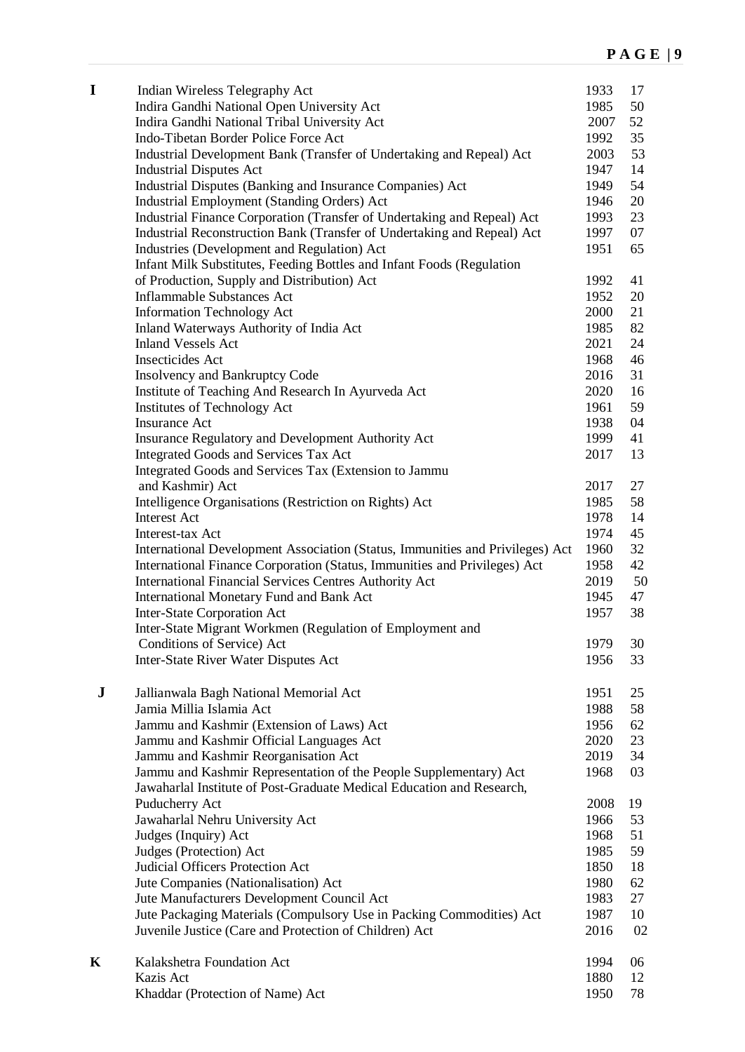| | Act | Year | No. |
|---|---|---|---|
| **I** | Indian Wireless Telegraphy Act | 1933 | 17 |
| | Indira Gandhi National Open University Act | 1985 | 50 |
| | Indira Gandhi National Tribal University Act | 2007 | 52 |
| | Indo-Tibetan Border Police Force Act | 1992 | 35 |
| | Industrial Development Bank (Transfer of Undertaking and Repeal) Act | 2003 | 53 |
| | Industrial Disputes Act | 1947 | 14 |
| | Industrial Disputes (Banking and Insurance Companies) Act | 1949 | 54 |
| | Industrial Employment (Standing Orders) Act | 1946 | 20 |
| | Industrial Finance Corporation (Transfer of Undertaking and Repeal) Act | 1993 | 23 |
| | Industrial Reconstruction Bank (Transfer of Undertaking and Repeal) Act | 1997 | 07 |
| | Industries (Development and Regulation) Act | 1951 | 65 |
| | Infant Milk Substitutes, Feeding Bottles and Infant Foods (Regulation of Production, Supply and Distribution) Act | 1992 | 41 |
| | Inflammable Substances Act | 1952 | 20 |
| | Information Technology Act | 2000 | 21 |
| | Inland Waterways Authority of India Act | 1985 | 82 |
| | Inland Vessels Act | 2021 | 24 |
| | Insecticides Act | 1968 | 46 |
| | Insolvency and Bankruptcy Code | 2016 | 31 |
| | Institute of Teaching And Research In Ayurveda Act | 2020 | 16 |
| | Institutes of Technology Act | 1961 | 59 |
| | Insurance Act | 1938 | 04 |
| | Insurance Regulatory and Development Authority Act | 1999 | 41 |
| | Integrated Goods and Services Tax Act | 2017 | 13 |
| | Integrated Goods and Services Tax (Extension to Jammu and Kashmir) Act | 2017 | 27 |
| | Intelligence Organisations (Restriction on Rights) Act | 1985 | 58 |
| | Interest Act | 1978 | 14 |
| | Interest-tax Act | 1974 | 45 |
| | International Development Association (Status, Immunities and Privileges) Act | 1960 | 32 |
| | International Finance Corporation (Status, Immunities and Privileges) Act | 1958 | 42 |
| | International Financial Services Centres Authority Act | 2019 | 50 |
| | International Monetary Fund and Bank Act | 1945 | 47 |
| | Inter-State Corporation Act | 1957 | 38 |
| | Inter-State Migrant Workmen (Regulation of Employment and Conditions of Service) Act | 1979 | 30 |
| | Inter-State River Water Disputes Act | 1956 | 33 |
| **J** | Jallianwala Bagh National Memorial Act | 1951 | 25 |
| | Jamia Millia Islamia Act | 1988 | 58 |
| | Jammu and Kashmir (Extension of Laws) Act | 1956 | 62 |
| | Jammu and Kashmir Official Languages Act | 2020 | 23 |
| | Jammu and Kashmir Reorganisation Act | 2019 | 34 |
| | Jammu and Kashmir Representation of the People Supplementary) Act | 1968 | 03 |
| | Jawaharlal Institute of Post-Graduate Medical Education and Research, Puducherry Act | 2008 | 19 |
| | Jawaharlal Nehru University Act | 1966 | 53 |
| | Judges (Inquiry) Act | 1968 | 51 |
| | Judges (Protection) Act | 1985 | 59 |
| | Judicial Officers Protection Act | 1850 | 18 |
| | Jute Companies (Nationalisation) Act | 1980 | 62 |
| | Jute Manufacturers Development Council Act | 1983 | 27 |
| | Jute Packaging Materials (Compulsory Use in Packing Commodities) Act | 1987 | 10 |
| | Juvenile Justice (Care and Protection of Children) Act | 2016 | 02 |
| **K** | Kalakshetra Foundation Act | 1994 | 06 |
| | Kazis Act | 1880 | 12 |
| | Khaddar (Protection of Name) Act | 1950 | 78 |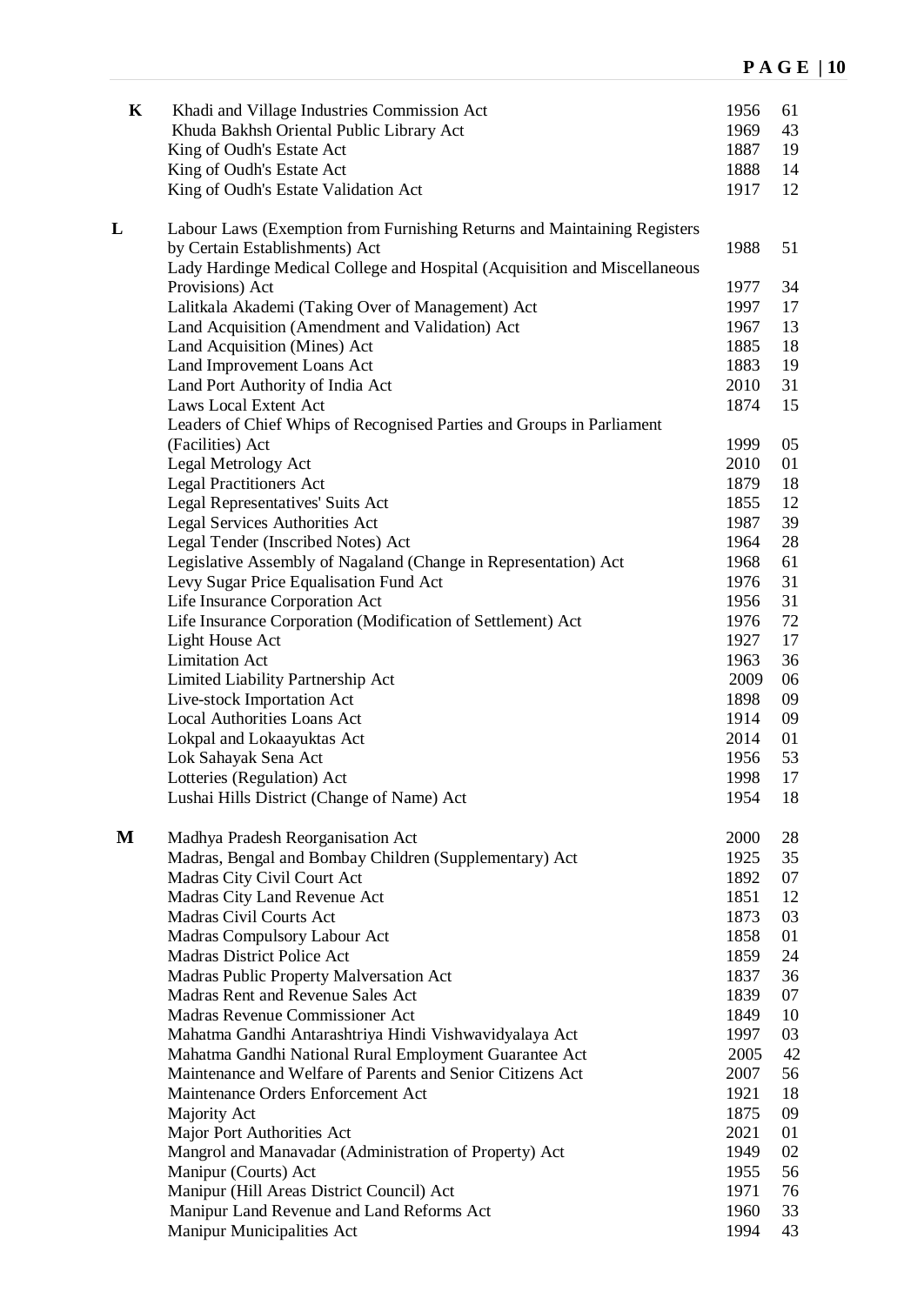| | Act | Year | No. |
|---|---|---|---|
| **K** | Khadi and Village Industries Commission Act | 1956 | 61 |
| | Khuda Bakhsh Oriental Public Library Act | 1969 | 43 |
| | King of Oudh's Estate Act | 1887 | 19 |
| | King of Oudh's Estate Act | 1888 | 14 |
| | King of Oudh's Estate Validation Act | 1917 | 12 |
| **L** | Labour Laws (Exemption from Furnishing Returns and Maintaining Registers by Certain Establishments) Act | 1988 | 51 |
| | Lady Hardinge Medical College and Hospital (Acquisition and Miscellaneous Provisions) Act | 1977 | 34 |
| | Lalitkala Akademi (Taking Over of Management) Act | 1997 | 17 |
| | Land Acquisition (Amendment and Validation) Act | 1967 | 13 |
| | Land Acquisition (Mines) Act | 1885 | 18 |
| | Land Improvement Loans Act | 1883 | 19 |
| | Land Port Authority of India Act | 2010 | 31 |
| | Laws Local Extent Act | 1874 | 15 |
| | Leaders of Chief Whips of Recognised Parties and Groups in Parliament (Facilities) Act | 1999 | 05 |
| | Legal Metrology Act | 2010 | 01 |
| | Legal Practitioners Act | 1879 | 18 |
| | Legal Representatives' Suits Act | 1855 | 12 |
| | Legal Services Authorities Act | 1987 | 39 |
| | Legal Tender (Inscribed Notes) Act | 1964 | 28 |
| | Legislative Assembly of Nagaland (Change in Representation) Act | 1968 | 61 |
| | Levy Sugar Price Equalisation Fund Act | 1976 | 31 |
| | Life Insurance Corporation Act | 1956 | 31 |
| | Life Insurance Corporation (Modification of Settlement) Act | 1976 | 72 |
| | Light House Act | 1927 | 17 |
| | Limitation Act | 1963 | 36 |
| | Limited Liability Partnership Act | 2009 | 06 |
| | Live-stock Importation Act | 1898 | 09 |
| | Local Authorities Loans Act | 1914 | 09 |
| | Lokpal and Lokaayuktas Act | 2014 | 01 |
| | Lok Sahayak Sena Act | 1956 | 53 |
| | Lotteries (Regulation) Act | 1998 | 17 |
| | Lushai Hills District (Change of Name) Act | 1954 | 18 |
| **M** | Madhya Pradesh Reorganisation Act | 2000 | 28 |
| | Madras, Bengal and Bombay Children (Supplementary) Act | 1925 | 35 |
| | Madras City Civil Court Act | 1892 | 07 |
| | Madras City Land Revenue Act | 1851 | 12 |
| | Madras Civil Courts Act | 1873 | 03 |
| | Madras Compulsory Labour Act | 1858 | 01 |
| | Madras District Police Act | 1859 | 24 |
| | Madras Public Property Malversation Act | 1837 | 36 |
| | Madras Rent and Revenue Sales Act | 1839 | 07 |
| | Madras Revenue Commissioner Act | 1849 | 10 |
| | Mahatma Gandhi Antarashtriya Hindi Vishwavidyalaya Act | 1997 | 03 |
| | Mahatma Gandhi National Rural Employment Guarantee Act | 2005 | 42 |
| | Maintenance and Welfare of Parents and Senior Citizens Act | 2007 | 56 |
| | Maintenance Orders Enforcement Act | 1921 | 18 |
| | Majority Act | 1875 | 09 |
| | Major Port Authorities Act | 2021 | 01 |
| | Mangrol and Manavadar (Administration of Property) Act | 1949 | 02 |
| | Manipur (Courts) Act | 1955 | 56 |
| | Manipur (Hill Areas District Council) Act | 1971 | 76 |
| | Manipur Land Revenue and Land Reforms Act | 1960 | 33 |
| | Manipur Municipalities Act | 1994 | 43 |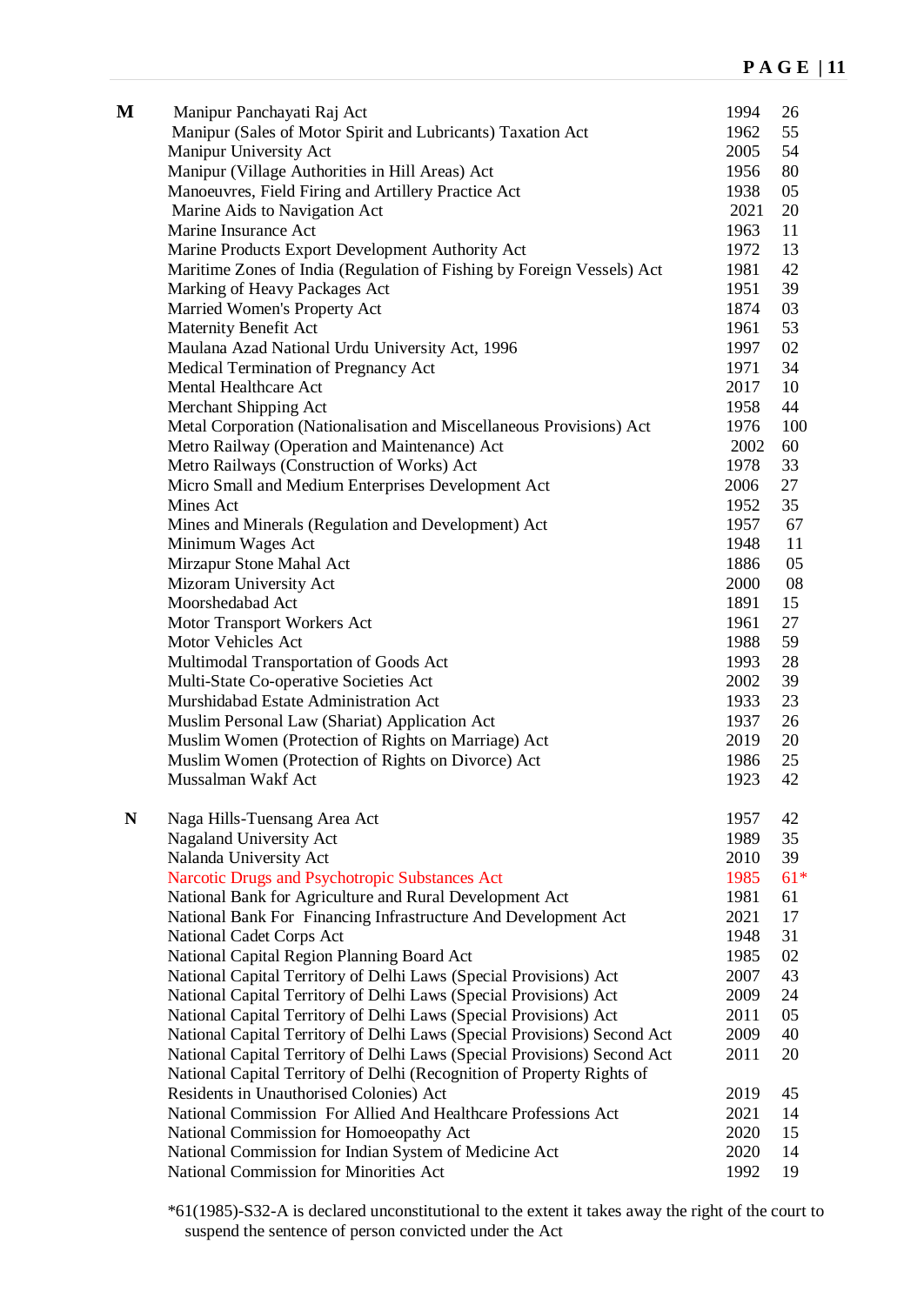| | Act | Year | No. |
|---|---|---|---|
| **M** | Manipur Panchayati Raj Act | 1994 | 26 |
| | Manipur (Sales of Motor Spirit and Lubricants) Taxation Act | 1962 | 55 |
| | Manipur University Act | 2005 | 54 |
| | Manipur (Village Authorities in Hill Areas) Act | 1956 | 80 |
| | Manoeuvres, Field Firing and Artillery Practice Act | 1938 | 05 |
| | Marine Aids to Navigation Act | 2021 | 20 |
| | Marine Insurance Act | 1963 | 11 |
| | Marine Products Export Development Authority Act | 1972 | 13 |
| | Maritime Zones of India (Regulation of Fishing by Foreign Vessels) Act | 1981 | 42 |
| | Marking of Heavy Packages Act | 1951 | 39 |
| | Married Women's Property Act | 1874 | 03 |
| | Maternity Benefit Act | 1961 | 53 |
| | Maulana Azad National Urdu University Act, 1996 | 1997 | 02 |
| | Medical Termination of Pregnancy Act | 1971 | 34 |
| | Mental Healthcare Act | 2017 | 10 |
| | Merchant Shipping Act | 1958 | 44 |
| | Metal Corporation (Nationalisation and Miscellaneous Provisions) Act | 1976 | 100 |
| | Metro Railway (Operation and Maintenance) Act | 2002 | 60 |
| | Metro Railways (Construction of Works) Act | 1978 | 33 |
| | Micro Small and Medium Enterprises Development Act | 2006 | 27 |
| | Mines Act | 1952 | 35 |
| | Mines and Minerals (Regulation and Development) Act | 1957 | 67 |
| | Minimum Wages Act | 1948 | 11 |
| | Mirzapur Stone Mahal Act | 1886 | 05 |
| | Mizoram University Act | 2000 | 08 |
| | Moorshedabad Act | 1891 | 15 |
| | Motor Transport Workers Act | 1961 | 27 |
| | Motor Vehicles Act | 1988 | 59 |
| | Multimodal Transportation of Goods Act | 1993 | 28 |
| | Multi-State Co-operative Societies Act | 2002 | 39 |
| | Murshidabad Estate Administration Act | 1933 | 23 |
| | Muslim Personal Law (Shariat) Application Act | 1937 | 26 |
| | Muslim Women (Protection of Rights on Marriage) Act | 2019 | 20 |
| | Muslim Women (Protection of Rights on Divorce) Act | 1986 | 25 |
| | Mussalman Wakf Act | 1923 | 42 |
| **N** | Naga Hills-Tuensang Area Act | 1957 | 42 |
| | Nagaland University Act | 1989 | 35 |
| | Nalanda University Act | 2010 | 39 |
| | Narcotic Drugs and Psychotropic Substances Act | 1985 | 61* |
| | National Bank for Agriculture and Rural Development Act | 1981 | 61 |
| | National Bank For Financing Infrastructure And Development Act | 2021 | 17 |
| | National Cadet Corps Act | 1948 | 31 |
| | National Capital Region Planning Board Act | 1985 | 02 |
| | National Capital Territory of Delhi Laws (Special Provisions) Act | 2007 | 43 |
| | National Capital Territory of Delhi Laws (Special Provisions) Act | 2009 | 24 |
| | National Capital Territory of Delhi Laws (Special Provisions) Act | 2011 | 05 |
| | National Capital Territory of Delhi Laws (Special Provisions) Second Act | 2009 | 40 |
| | National Capital Territory of Delhi Laws (Special Provisions) Second Act | 2011 | 20 |
| | National Capital Territory of Delhi (Recognition of Property Rights of Residents in Unauthorised Colonies) Act | 2019 | 45 |
| | National Commission For Allied And Healthcare Professions Act | 2021 | 14 |
| | National Commission for Homoeopathy Act | 2020 | 15 |
| | National Commission for Indian System of Medicine Act | 2020 | 14 |
| | National Commission for Minorities Act | 1992 | 19 |

*61(1985)-S32-A is declared unconstitutional to the extent it takes away the right of the court to suspend the sentence of person convicted under the Act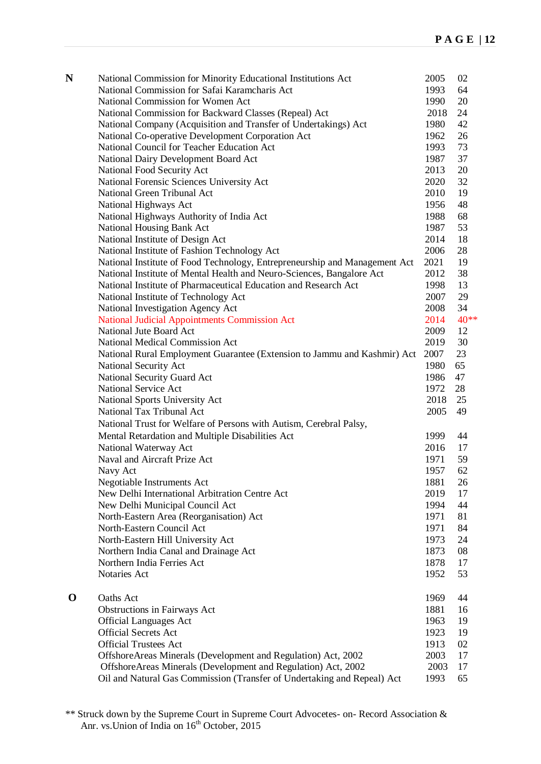| | | | |
|---|---|---|---|
| **N** | National Commission for Minority Educational Institutions Act | 2005 | 02 |
| | National Commission for Safai Karamcharis Act | 1993 | 64 |
| | National Commission for Women Act | 1990 | 20 |
| | National Commission for Backward Classes (Repeal) Act | 2018 | 24 |
| | National Company (Acquisition and Transfer of Undertakings) Act | 1980 | 42 |
| | National Co-operative Development Corporation Act | 1962 | 26 |
| | National Council for Teacher Education Act | 1993 | 73 |
| | National Dairy Development Board Act | 1987 | 37 |
| | National Food Security Act | 2013 | 20 |
| | National Forensic Sciences University Act | 2020 | 32 |
| | National Green Tribunal Act | 2010 | 19 |
| | National Highways Act | 1956 | 48 |
| | National Highways Authority of India Act | 1988 | 68 |
| | National Housing Bank Act | 1987 | 53 |
| | National Institute of Design Act | 2014 | 18 |
| | National Institute of Fashion Technology Act | 2006 | 28 |
| | National Institute of Food Technology, Entrepreneurship and Management Act | 2021 | 19 |
| | National Institute of Mental Health and Neuro-Sciences, Bangalore Act | 2012 | 38 |
| | National Institute of Pharmaceutical Education and Research Act | 1998 | 13 |
| | National Institute of Technology Act | 2007 | 29 |
| | National Investigation Agency Act | 2008 | 34 |
| | National Judicial Appointments Commission Act | 2014 | 40** |
| | National Jute Board Act | 2009 | 12 |
| | National Medical Commission Act | 2019 | 30 |
| | National Rural Employment Guarantee (Extension to Jammu and Kashmir) Act | 2007 | 23 |
| | National Security Act | 1980 | 65 |
| | National Security Guard Act | 1986 | 47 |
| | National Service Act | 1972 | 28 |
| | National Sports University Act | 2018 | 25 |
| | National Tax Tribunal Act | 2005 | 49 |
| | National Trust for Welfare of Persons with Autism, Cerebral Palsy, Mental Retardation and Multiple Disabilities Act | 1999 | 44 |
| | National Waterway Act | 2016 | 17 |
| | Naval and Aircraft Prize Act | 1971 | 59 |
| | Navy Act | 1957 | 62 |
| | Negotiable Instruments Act | 1881 | 26 |
| | New Delhi International Arbitration Centre Act | 2019 | 17 |
| | New Delhi Municipal Council Act | 1994 | 44 |
| | North-Eastern Area (Reorganisation) Act | 1971 | 81 |
| | North-Eastern Council Act | 1971 | 84 |
| | North-Eastern Hill University Act | 1973 | 24 |
| | Northern India Canal and Drainage Act | 1873 | 08 |
| | Northern India Ferries Act | 1878 | 17 |
| | Notaries Act | 1952 | 53 |
| **O** | Oaths Act | 1969 | 44 |
| | Obstructions in Fairways Act | 1881 | 16 |
| | Official Languages Act | 1963 | 19 |
| | Official Secrets Act | 1923 | 19 |
| | Official Trustees Act | 1913 | 02 |
| | OffshoreAreas Minerals (Development and Regulation) Act, 2002 | 2003 | 17 |
| | OffshoreAreas Minerals (Development and Regulation) Act, 2002 | 2003 | 17 |
| | Oil and Natural Gas Commission (Transfer of Undertaking and Repeal) Act | 1993 | 65 |

** Struck down by the Supreme Court in Supreme Court Advocetes- on- Record Association & Anr. vs.Union of India on 16th October, 2015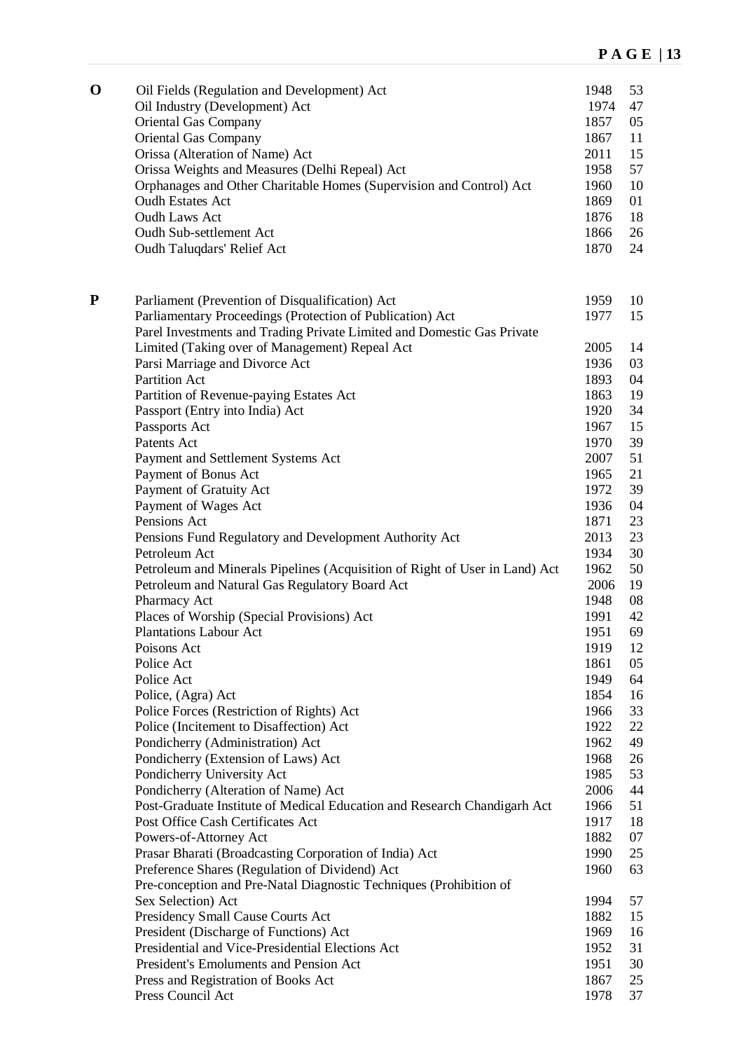| | Act | Year | No. |
|---|---|---|---|
| **O** | Oil Fields (Regulation and Development) Act | 1948 | 53 |
| | Oil Industry (Development) Act | 1974 | 47 |
| | Oriental Gas Company | 1857 | 05 |
| | Oriental Gas Company | 1867 | 11 |
| | Orissa (Alteration of Name) Act | 2011 | 15 |
| | Orissa Weights and Measures (Delhi Repeal) Act | 1958 | 57 |
| | Orphanages and Other Charitable Homes (Supervision and Control) Act | 1960 | 10 |
| | Oudh Estates Act | 1869 | 01 |
| | Oudh Laws Act | 1876 | 18 |
| | Oudh Sub-settlement Act | 1866 | 26 |
| | Oudh Taluqdars' Relief Act | 1870 | 24 |
| **P** | Parliament (Prevention of Disqualification) Act | 1959 | 10 |
| | Parliamentary Proceedings (Protection of Publication) Act | 1977 | 15 |
| | Parel Investments and Trading Private Limited and Domestic Gas Private Limited (Taking over of Management) Repeal Act | 2005 | 14 |
| | Parsi Marriage and Divorce Act | 1936 | 03 |
| | Partition Act | 1893 | 04 |
| | Partition of Revenue-paying Estates Act | 1863 | 19 |
| | Passport (Entry into India) Act | 1920 | 34 |
| | Passports Act | 1967 | 15 |
| | Patents Act | 1970 | 39 |
| | Payment and Settlement Systems Act | 2007 | 51 |
| | Payment of Bonus Act | 1965 | 21 |
| | Payment of Gratuity Act | 1972 | 39 |
| | Payment of Wages Act | 1936 | 04 |
| | Pensions Act | 1871 | 23 |
| | Pensions Fund Regulatory and Development Authority Act | 2013 | 23 |
| | Petroleum Act | 1934 | 30 |
| | Petroleum and Minerals Pipelines (Acquisition of Right of User in Land) Act | 1962 | 50 |
| | Petroleum and Natural Gas Regulatory Board Act | 2006 | 19 |
| | Pharmacy Act | 1948 | 08 |
| | Places of Worship (Special Provisions) Act | 1991 | 42 |
| | Plantations Labour Act | 1951 | 69 |
| | Poisons Act | 1919 | 12 |
| | Police Act | 1861 | 05 |
| | Police Act | 1949 | 64 |
| | Police, (Agra) Act | 1854 | 16 |
| | Police Forces (Restriction of Rights) Act | 1966 | 33 |
| | Police (Incitement to Disaffection) Act | 1922 | 22 |
| | Pondicherry (Administration) Act | 1962 | 49 |
| | Pondicherry (Extension of Laws) Act | 1968 | 26 |
| | Pondicherry University Act | 1985 | 53 |
| | Pondicherry (Alteration of Name) Act | 2006 | 44 |
| | Post-Graduate Institute of Medical Education and Research Chandigarh Act | 1966 | 51 |
| | Post Office Cash Certificates Act | 1917 | 18 |
| | Powers-of-Attorney Act | 1882 | 07 |
| | Prasar Bharati (Broadcasting Corporation of India) Act | 1990 | 25 |
| | Preference Shares (Regulation of Dividend) Act | 1960 | 63 |
| | Pre-conception and Pre-Natal Diagnostic Techniques (Prohibition of Sex Selection) Act | 1994 | 57 |
| | Presidency Small Cause Courts Act | 1882 | 15 |
| | President (Discharge of Functions) Act | 1969 | 16 |
| | Presidential and Vice-Presidential Elections Act | 1952 | 31 |
| | President's Emoluments and Pension Act | 1951 | 30 |
| | Press and Registration of Books Act | 1867 | 25 |
| | Press Council Act | 1978 | 37 |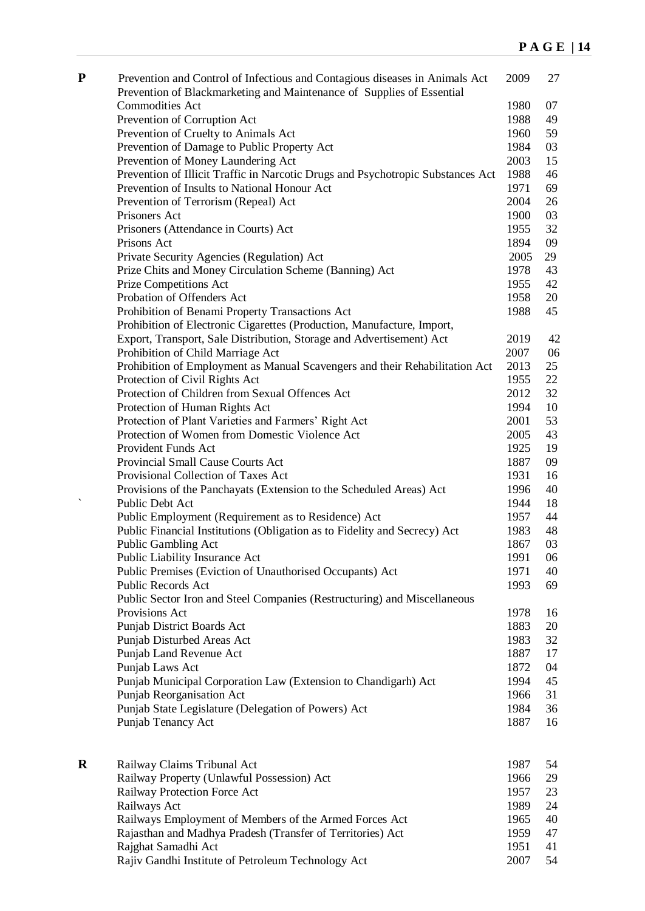| | Act | Year | No. |
|---|---|---|---|
| **P** | Prevention and Control of Infectious and Contagious diseases in Animals Act | 2009 | 27 |
| | Prevention of Blackmarketing and Maintenance of Supplies of Essential Commodities Act | 1980 | 07 |
| | Prevention of Corruption Act | 1988 | 49 |
| | Prevention of Cruelty to Animals Act | 1960 | 59 |
| | Prevention of Damage to Public Property Act | 1984 | 03 |
| | Prevention of Money Laundering Act | 2003 | 15 |
| | Prevention of Illicit Traffic in Narcotic Drugs and Psychotropic Substances Act | 1988 | 46 |
| | Prevention of Insults to National Honour Act | 1971 | 69 |
| | Prevention of Terrorism (Repeal) Act | 2004 | 26 |
| | Prisoners Act | 1900 | 03 |
| | Prisoners (Attendance in Courts) Act | 1955 | 32 |
| | Prisons Act | 1894 | 09 |
| | Private Security Agencies (Regulation) Act | 2005 | 29 |
| | Prize Chits and Money Circulation Scheme (Banning) Act | 1978 | 43 |
| | Prize Competitions Act | 1955 | 42 |
| | Probation of Offenders Act | 1958 | 20 |
| | Prohibition of Benami Property Transactions Act | 1988 | 45 |
| | Prohibition of Electronic Cigarettes (Production, Manufacture, Import, Export, Transport, Sale Distribution, Storage and Advertisement) Act | 2019 | 42 |
| | Prohibition of Child Marriage Act | 2007 | 06 |
| | Prohibition of Employment as Manual Scavengers and their Rehabilitation Act | 2013 | 25 |
| | Protection of Civil Rights Act | 1955 | 22 |
| | Protection of Children from Sexual Offences Act | 2012 | 32 |
| | Protection of Human Rights Act | 1994 | 10 |
| | Protection of Plant Varieties and Farmers' Right Act | 2001 | 53 |
| | Protection of Women from Domestic Violence Act | 2005 | 43 |
| | Provident Funds Act | 1925 | 19 |
| | Provincial Small Cause Courts Act | 1887 | 09 |
| | Provisional Collection of Taxes Act | 1931 | 16 |
| | Provisions of the Panchayats (Extension to the Scheduled Areas) Act | 1996 | 40 |
| | Public Debt Act | 1944 | 18 |
| | Public Employment (Requirement as to Residence) Act | 1957 | 44 |
| | Public Financial Institutions (Obligation as to Fidelity and Secrecy) Act | 1983 | 48 |
| | Public Gambling Act | 1867 | 03 |
| | Public Liability Insurance Act | 1991 | 06 |
| | Public Premises (Eviction of Unauthorised Occupants) Act | 1971 | 40 |
| | Public Records Act | 1993 | 69 |
| | Public Sector Iron and Steel Companies (Restructuring) and Miscellaneous Provisions Act | 1978 | 16 |
| | Punjab District Boards Act | 1883 | 20 |
| | Punjab Disturbed Areas Act | 1983 | 32 |
| | Punjab Land Revenue Act | 1887 | 17 |
| | Punjab Laws Act | 1872 | 04 |
| | Punjab Municipal Corporation Law (Extension to Chandigarh) Act | 1994 | 45 |
| | Punjab Reorganisation Act | 1966 | 31 |
| | Punjab State Legislature (Delegation of Powers) Act | 1984 | 36 |
| | Punjab Tenancy Act | 1887 | 16 |
| **R** | Railway Claims Tribunal Act | 1987 | 54 |
| | Railway Property (Unlawful Possession) Act | 1966 | 29 |
| | Railway Protection Force Act | 1957 | 23 |
| | Railways Act | 1989 | 24 |
| | Railways Employment of Members of the Armed Forces Act | 1965 | 40 |
| | Rajasthan and Madhya Pradesh (Transfer of Territories) Act | 1959 | 47 |
| | Rajghat Samadhi Act | 1951 | 41 |
| | Rajiv Gandhi Institute of Petroleum Technology Act | 2007 | 54 |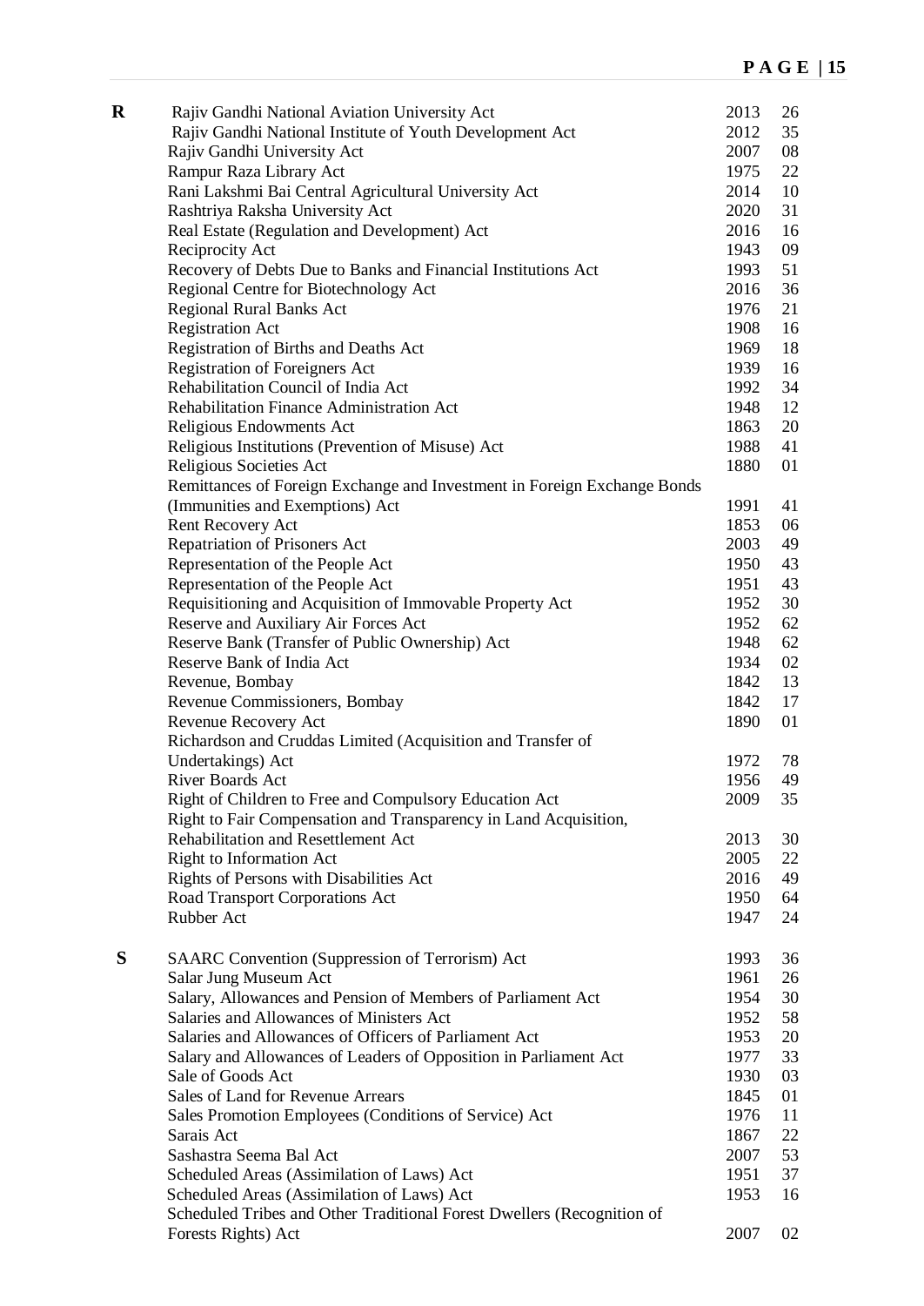| | Act | Year | No. |
|---|---|---|---|
| **R** | Rajiv Gandhi National Aviation University Act | 2013 | 26 |
| | Rajiv Gandhi National Institute of Youth Development Act | 2012 | 35 |
| | Rajiv Gandhi University Act | 2007 | 08 |
| | Rampur Raza Library Act | 1975 | 22 |
| | Rani Lakshmi Bai Central Agricultural University Act | 2014 | 10 |
| | Rashtriya Raksha University Act | 2020 | 31 |
| | Real Estate (Regulation and Development) Act | 2016 | 16 |
| | Reciprocity Act | 1943 | 09 |
| | Recovery of Debts Due to Banks and Financial Institutions Act | 1993 | 51 |
| | Regional Centre for Biotechnology Act | 2016 | 36 |
| | Regional Rural Banks Act | 1976 | 21 |
| | Registration Act | 1908 | 16 |
| | Registration of Births and Deaths Act | 1969 | 18 |
| | Registration of Foreigners Act | 1939 | 16 |
| | Rehabilitation Council of India Act | 1992 | 34 |
| | Rehabilitation Finance Administration Act | 1948 | 12 |
| | Religious Endowments Act | 1863 | 20 |
| | Religious Institutions (Prevention of Misuse) Act | 1988 | 41 |
| | Religious Societies Act | 1880 | 01 |
| | Remittances of Foreign Exchange and Investment in Foreign Exchange Bonds (Immunities and Exemptions) Act | 1991 | 41 |
| | Rent Recovery Act | 1853 | 06 |
| | Repatriation of Prisoners Act | 2003 | 49 |
| | Representation of the People Act | 1950 | 43 |
| | Representation of the People Act | 1951 | 43 |
| | Requisitioning and Acquisition of Immovable Property Act | 1952 | 30 |
| | Reserve and Auxiliary Air Forces Act | 1952 | 62 |
| | Reserve Bank (Transfer of Public Ownership) Act | 1948 | 62 |
| | Reserve Bank of India Act | 1934 | 02 |
| | Revenue, Bombay | 1842 | 13 |
| | Revenue Commissioners, Bombay | 1842 | 17 |
| | Revenue Recovery Act | 1890 | 01 |
| | Richardson and Cruddas Limited (Acquisition and Transfer of Undertakings) Act | 1972 | 78 |
| | River Boards Act | 1956 | 49 |
| | Right of Children to Free and Compulsory Education Act | 2009 | 35 |
| | Right to Fair Compensation and Transparency in Land Acquisition, Rehabilitation and Resettlement Act | 2013 | 30 |
| | Right to Information Act | 2005 | 22 |
| | Rights of Persons with Disabilities Act | 2016 | 49 |
| | Road Transport Corporations Act | 1950 | 64 |
| | Rubber Act | 1947 | 24 |
| **S** | SAARC Convention (Suppression of Terrorism) Act | 1993 | 36 |
| | Salar Jung Museum Act | 1961 | 26 |
| | Salary, Allowances and Pension of Members of Parliament Act | 1954 | 30 |
| | Salaries and Allowances of Ministers Act | 1952 | 58 |
| | Salaries and Allowances of Officers of Parliament Act | 1953 | 20 |
| | Salary and Allowances of Leaders of Opposition in Parliament Act | 1977 | 33 |
| | Sale of Goods Act | 1930 | 03 |
| | Sales of Land for Revenue Arrears | 1845 | 01 |
| | Sales Promotion Employees (Conditions of Service) Act | 1976 | 11 |
| | Sarais Act | 1867 | 22 |
| | Sashastra Seema Bal Act | 2007 | 53 |
| | Scheduled Areas (Assimilation of Laws) Act | 1951 | 37 |
| | Scheduled Areas (Assimilation of Laws) Act | 1953 | 16 |
| | Scheduled Tribes and Other Traditional Forest Dwellers (Recognition of Forests Rights) Act | 2007 | 02 |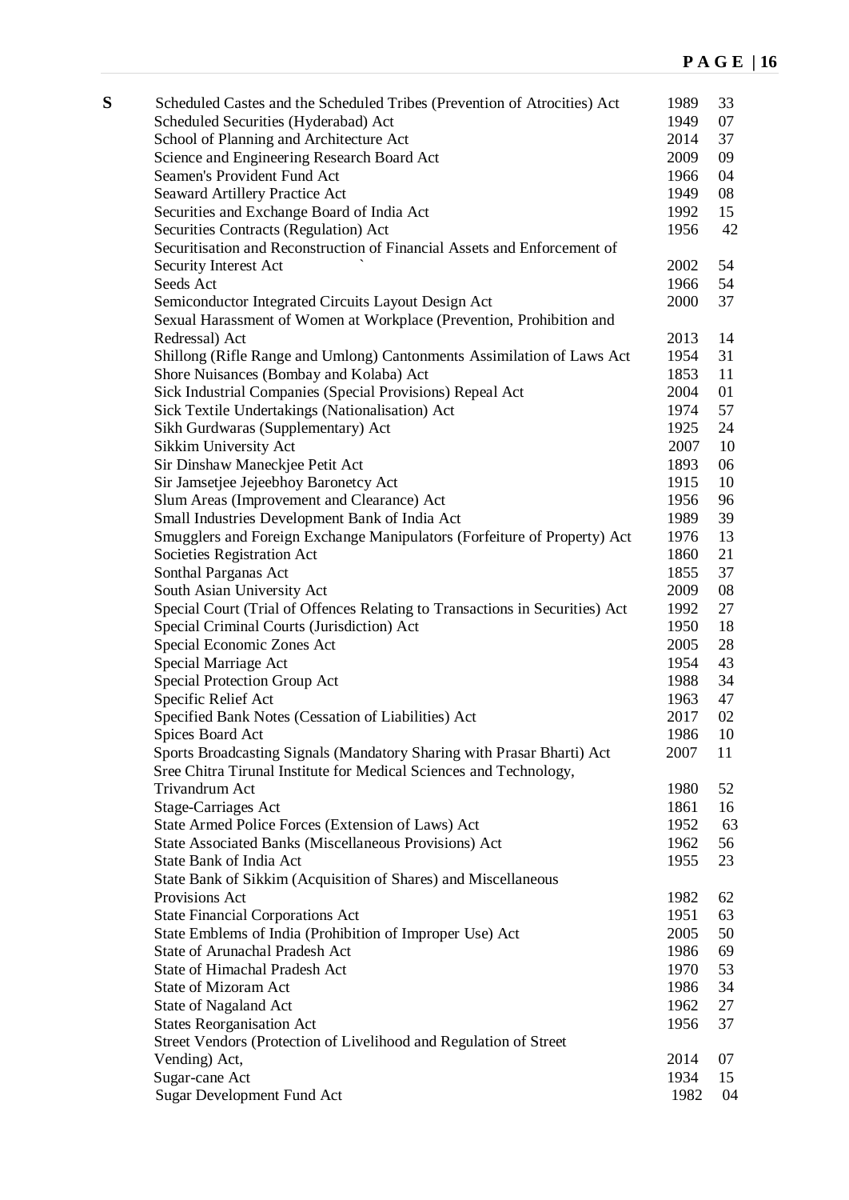| | Act | Year | No. |
|---|---|---|---|
| **S** | Scheduled Castes and the Scheduled Tribes (Prevention of Atrocities) Act | 1989 | 33 |
| | Scheduled Securities (Hyderabad) Act | 1949 | 07 |
| | School of Planning and Architecture Act | 2014 | 37 |
| | Science and Engineering Research Board Act | 2009 | 09 |
| | Seamen's Provident Fund Act | 1966 | 04 |
| | Seaward Artillery Practice Act | 1949 | 08 |
| | Securities and Exchange Board of India Act | 1992 | 15 |
| | Securities Contracts (Regulation) Act | 1956 | 42 |
| | Securitisation and Reconstruction of Financial Assets and Enforcement of Security Interest Act | 2002 | 54 |
| | Seeds Act | 1966 | 54 |
| | Semiconductor Integrated Circuits Layout Design Act | 2000 | 37 |
| | Sexual Harassment of Women at Workplace (Prevention, Prohibition and Redressal) Act | 2013 | 14 |
| | Shillong (Rifle Range and Umlong) Cantonments Assimilation of Laws Act | 1954 | 31 |
| | Shore Nuisances (Bombay and Kolaba) Act | 1853 | 11 |
| | Sick Industrial Companies (Special Provisions) Repeal Act | 2004 | 01 |
| | Sick Textile Undertakings (Nationalisation) Act | 1974 | 57 |
| | Sikh Gurdwaras (Supplementary) Act | 1925 | 24 |
| | Sikkim University Act | 2007 | 10 |
| | Sir Dinshaw Maneckjee Petit Act | 1893 | 06 |
| | Sir Jamsetjee Jejeebhoy Baronetcy Act | 1915 | 10 |
| | Slum Areas (Improvement and Clearance) Act | 1956 | 96 |
| | Small Industries Development Bank of India Act | 1989 | 39 |
| | Smugglers and Foreign Exchange Manipulators (Forfeiture of Property) Act | 1976 | 13 |
| | Societies Registration Act | 1860 | 21 |
| | Sonthal Parganas Act | 1855 | 37 |
| | South Asian University Act | 2009 | 08 |
| | Special Court (Trial of Offences Relating to Transactions in Securities) Act | 1992 | 27 |
| | Special Criminal Courts (Jurisdiction) Act | 1950 | 18 |
| | Special Economic Zones Act | 2005 | 28 |
| | Special Marriage Act | 1954 | 43 |
| | Special Protection Group Act | 1988 | 34 |
| | Specific Relief Act | 1963 | 47 |
| | Specified Bank Notes (Cessation of Liabilities) Act | 2017 | 02 |
| | Spices Board Act | 1986 | 10 |
| | Sports Broadcasting Signals (Mandatory Sharing with Prasar Bharti) Act | 2007 | 11 |
| | Sree Chitra Tirunal Institute for Medical Sciences and Technology, Trivandrum Act | 1980 | 52 |
| | Stage-Carriages Act | 1861 | 16 |
| | State Armed Police Forces (Extension of Laws) Act | 1952 | 63 |
| | State Associated Banks (Miscellaneous Provisions) Act | 1962 | 56 |
| | State Bank of India Act | 1955 | 23 |
| | State Bank of Sikkim (Acquisition of Shares) and Miscellaneous Provisions Act | 1982 | 62 |
| | State Financial Corporations Act | 1951 | 63 |
| | State Emblems of India (Prohibition of Improper Use) Act | 2005 | 50 |
| | State of Arunachal Pradesh Act | 1986 | 69 |
| | State of Himachal Pradesh Act | 1970 | 53 |
| | State of Mizoram Act | 1986 | 34 |
| | State of Nagaland Act | 1962 | 27 |
| | States Reorganisation Act | 1956 | 37 |
| | Street Vendors (Protection of Livelihood and Regulation of Street Vending) Act, | 2014 | 07 |
| | Sugar-cane Act | 1934 | 15 |
| | Sugar Development Fund Act | 1982 | 04 |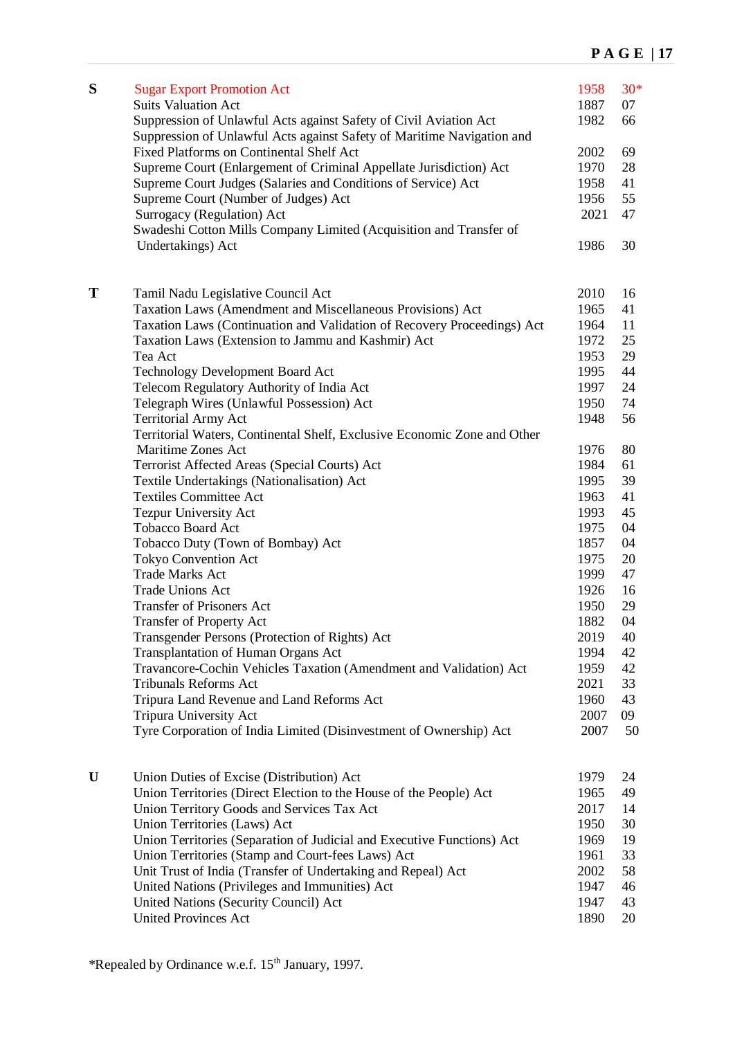| | Act | Year | No. |
|---|---|---|---|
| **S** | Sugar Export Promotion Act | 1958 | 30* |
| | Suits Valuation Act | 1887 | 07 |
| | Suppression of Unlawful Acts against Safety of Civil Aviation Act | 1982 | 66 |
| | Suppression of Unlawful Acts against Safety of Maritime Navigation and Fixed Platforms on Continental Shelf Act | 2002 | 69 |
| | Supreme Court (Enlargement of Criminal Appellate Jurisdiction) Act | 1970 | 28 |
| | Supreme Court Judges (Salaries and Conditions of Service) Act | 1958 | 41 |
| | Supreme Court (Number of Judges) Act | 1956 | 55 |
| | Surrogacy (Regulation) Act | 2021 | 47 |
| | Swadeshi Cotton Mills Company Limited (Acquisition and Transfer of Undertakings) Act | 1986 | 30 |
| **T** | Tamil Nadu Legislative Council Act | 2010 | 16 |
| | Taxation Laws (Amendment and Miscellaneous Provisions) Act | 1965 | 41 |
| | Taxation Laws (Continuation and Validation of Recovery Proceedings) Act | 1964 | 11 |
| | Taxation Laws (Extension to Jammu and Kashmir) Act | 1972 | 25 |
| | Tea Act | 1953 | 29 |
| | Technology Development Board Act | 1995 | 44 |
| | Telecom Regulatory Authority of India Act | 1997 | 24 |
| | Telegraph Wires (Unlawful Possession) Act | 1950 | 74 |
| | Territorial Army Act | 1948 | 56 |
| | Territorial Waters, Continental Shelf, Exclusive Economic Zone and Other Maritime Zones Act | 1976 | 80 |
| | Terrorist Affected Areas (Special Courts) Act | 1984 | 61 |
| | Textile Undertakings (Nationalisation) Act | 1995 | 39 |
| | Textiles Committee Act | 1963 | 41 |
| | Tezpur University Act | 1993 | 45 |
| | Tobacco Board Act | 1975 | 04 |
| | Tobacco Duty (Town of Bombay) Act | 1857 | 04 |
| | Tokyo Convention Act | 1975 | 20 |
| | Trade Marks Act | 1999 | 47 |
| | Trade Unions Act | 1926 | 16 |
| | Transfer of Prisoners Act | 1950 | 29 |
| | Transfer of Property Act | 1882 | 04 |
| | Transgender Persons (Protection of Rights) Act | 2019 | 40 |
| | Transplantation of Human Organs Act | 1994 | 42 |
| | Travancore-Cochin Vehicles Taxation (Amendment and Validation) Act | 1959 | 42 |
| | Tribunals Reforms Act | 2021 | 33 |
| | Tripura Land Revenue and Land Reforms Act | 1960 | 43 |
| | Tripura University Act | 2007 | 09 |
| | Tyre Corporation of India Limited (Disinvestment of Ownership) Act | 2007 | 50 |
| **U** | Union Duties of Excise (Distribution) Act | 1979 | 24 |
| | Union Territories (Direct Election to the House of the People) Act | 1965 | 49 |
| | Union Territory Goods and Services Tax Act | 2017 | 14 |
| | Union Territories (Laws) Act | 1950 | 30 |
| | Union Territories (Separation of Judicial and Executive Functions) Act | 1969 | 19 |
| | Union Territories (Stamp and Court-fees Laws) Act | 1961 | 33 |
| | Unit Trust of India (Transfer of Undertaking and Repeal) Act | 2002 | 58 |
| | United Nations (Privileges and Immunities) Act | 1947 | 46 |
| | United Nations (Security Council) Act | 1947 | 43 |
| | United Provinces Act | 1890 | 20 |

*Repealed by Ordinance w.e.f. 15th January, 1997.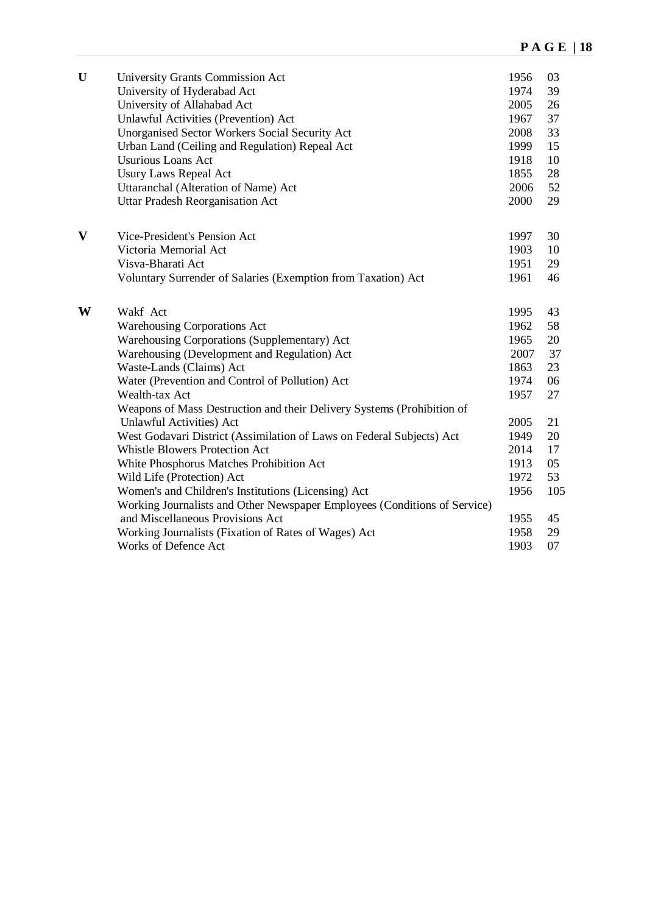| | | | |
|---|---|---|---|
| **U** | University Grants Commission Act | 1956 | 03 |
| | University of Hyderabad Act | 1974 | 39 |
| | University of Allahabad Act | 2005 | 26 |
| | Unlawful Activities (Prevention) Act | 1967 | 37 |
| | Unorganised Sector Workers Social Security Act | 2008 | 33 |
| | Urban Land (Ceiling and Regulation) Repeal Act | 1999 | 15 |
| | Usurious Loans Act | 1918 | 10 |
| | Usury Laws Repeal Act | 1855 | 28 |
| | Uttaranchal (Alteration of Name) Act | 2006 | 52 |
| | Uttar Pradesh Reorganisation Act | 2000 | 29 |
| **V** | Vice-President's Pension Act | 1997 | 30 |
| | Victoria Memorial Act | 1903 | 10 |
| | Visva-Bharati Act | 1951 | 29 |
| | Voluntary Surrender of Salaries (Exemption from Taxation) Act | 1961 | 46 |
| **W** | Wakf Act | 1995 | 43 |
| | Warehousing Corporations Act | 1962 | 58 |
| | Warehousing Corporations (Supplementary) Act | 1965 | 20 |
| | Warehousing (Development and Regulation) Act | 2007 | 37 |
| | Waste-Lands (Claims) Act | 1863 | 23 |
| | Water (Prevention and Control of Pollution) Act | 1974 | 06 |
| | Wealth-tax Act | 1957 | 27 |
| | Weapons of Mass Destruction and their Delivery Systems (Prohibition of Unlawful Activities) Act | 2005 | 21 |
| | West Godavari District (Assimilation of Laws on Federal Subjects) Act | 1949 | 20 |
| | Whistle Blowers Protection Act | 2014 | 17 |
| | White Phosphorus Matches Prohibition Act | 1913 | 05 |
| | Wild Life (Protection) Act | 1972 | 53 |
| | Women's and Children's Institutions (Licensing) Act | 1956 | 105 |
| | Working Journalists and Other Newspaper Employees (Conditions of Service) and Miscellaneous Provisions Act | 1955 | 45 |
| | Working Journalists (Fixation of Rates of Wages) Act | 1958 | 29 |
| | Works of Defence Act | 1903 | 07 |